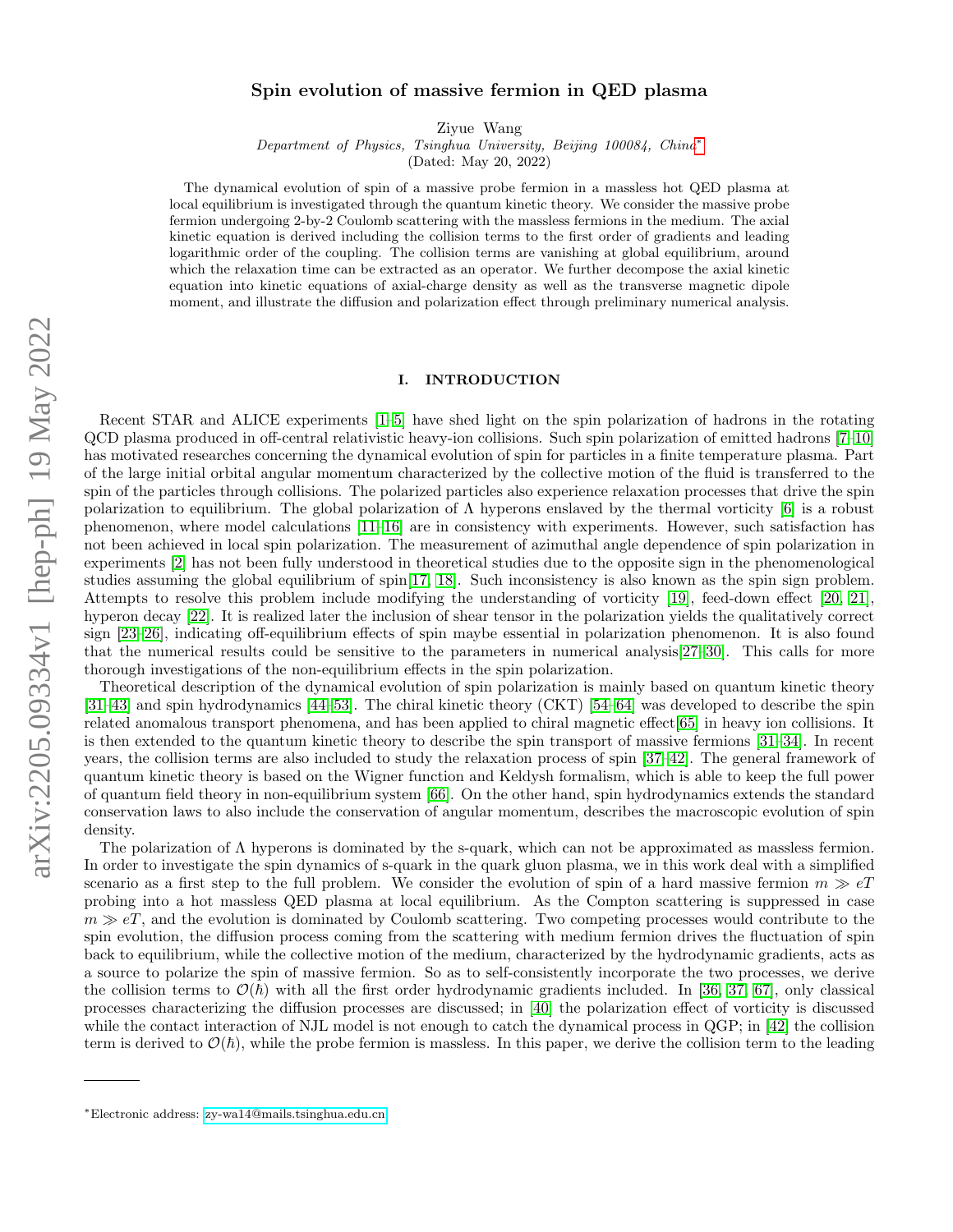# Spin evolution of massive fermion in QED plasma

Ziyue Wang

*Department of Physics, Tsinghua University, Beijing 100084, China*[*]

(Dated: May 20, 2022)

The dynamical evolution of spin of a massive probe fermion in a massless hot QED plasma at local equilibrium is investigated through the quantum kinetic theory. We consider the massive probe fermion undergoing 2-by-2 Coulomb scattering with the massless fermions in the medium. The axial kinetic equation is derived including the collision terms to the first order of gradients and leading logarithmic order of the coupling. The collision terms are vanishing at global equilibrium, around which the relaxation time can be extracted as an operator. We further decompose the axial kinetic equation into kinetic equations of axial-charge density as well as the transverse magnetic dipole moment, and illustrate the diffusion and polarization effect through preliminary numerical analysis.

## I. INTRODUCTION

Recent STAR and ALICE experiments [1–5] have shed light on the spin polarization of hadrons in the rotating QCD plasma produced in off-central relativistic heavy-ion collisions. Such spin polarization of emitted hadrons [7–10] has motivated researches concerning the dynamical evolution of spin for particles in a finite temperature plasma. Part of the large initial orbital angular momentum characterized by the collective motion of the fluid is transferred to the spin of the particles through collisions. The polarized particles also experience relaxation processes that drive the spin polarization to equilibrium. The global polarization of $\Lambda$ hyperons enslaved by the thermal vorticity [6] is a robust phenomenon, where model calculations [11–16] are in consistency with experiments. However, such satisfaction has not been achieved in local spin polarization. The measurement of azimuthal angle dependence of spin polarization in experiments [2] has not been fully understood in theoretical studies due to the opposite sign in the phenomenological studies assuming the global equilibrium of spin[17, 18]. Such inconsistency is also known as the spin sign problem. Attempts to resolve this problem include modifying the understanding of vorticity [19], feed-down effect [20, 21], hyperon decay [22]. It is realized later the inclusion of shear tensor in the polarization yields the qualitatively correct sign [23–26], indicating off-equilibrium effects of spin maybe essential in polarization phenomenon. It is also found that the numerical results could be sensitive to the parameters in numerical analysis[27–30]. This calls for more thorough investigations of the non-equilibrium effects in the spin polarization.

Theoretical description of the dynamical evolution of spin polarization is mainly based on quantum kinetic theory [31–43] and spin hydrodynamics [44–53]. The chiral kinetic theory (CKT) [54–64] was developed to describe the spin related anomalous transport phenomena, and has been applied to chiral magnetic effect[65] in heavy ion collisions. It is then extended to the quantum kinetic theory to describe the spin transport of massive fermions [31–34]. In recent years, the collision terms are also included to study the relaxation process of spin [37–42]. The general framework of quantum kinetic theory is based on the Wigner function and Keldysh formalism, which is able to keep the full power of quantum field theory in non-equilibrium system [66]. On the other hand, spin hydrodynamics extends the standard conservation laws to also include the conservation of angular momentum, describes the macroscopic evolution of spin density.

The polarization of $\Lambda$ hyperons is dominated by the s-quark, which can not be approximated as massless fermion. In order to investigate the spin dynamics of s-quark in the quark gluon plasma, we in this work deal with a simplified scenario as a first step to the full problem. We consider the evolution of spin of a hard massive fermion $m \gg eT$ probing into a hot massless QED plasma at local equilibrium. As the Compton scattering is suppressed in case $m \gg eT$, and the evolution is dominated by Coulomb scattering. Two competing processes would contribute to the spin evolution, the diffusion process coming from the scattering with medium fermion drives the fluctuation of spin back to equilibrium, while the collective motion of the medium, characterized by the hydrodynamic gradients, acts as a source to polarize the spin of massive fermion. So as to self-consistently incorporate the two processes, we derive the collision terms to $\mathcal{O}(\hbar)$ with all the first order hydrodynamic gradients included. In [36, 37, 67], only classical processes characterizing the diffusion processes are discussed; in [40] the polarization effect of vorticity is discussed while the contact interaction of NJL model is not enough to catch the dynamical process in QGP; in [42] the collision term is derived to $\mathcal{O}(\hbar)$, while the probe fermion is massless. In this paper, we derive the collision term to the leading

---

[*]Electronic address: zy-wa14@mails.tsinghua.edu.cn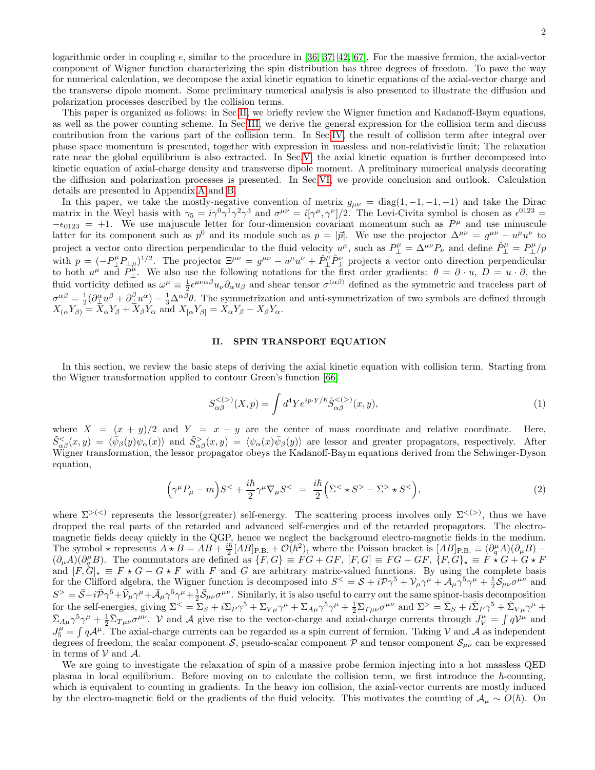logarithmic order in coupling $e$, similar to the procedure in [36, 37, 42, 67]. For the massive fermion, the axial-vector component of Wigner function characterizing the spin distribution has three degrees of freedom. To pave the way for numerical calculation, we decompose the axial kinetic equation to kinetic equations of the axial-vector charge and the transverse dipole moment. Some preliminary numerical analysis is also presented to illustrate the diffusion and polarization processes described by the collision terms.

This paper is organized as follows: in Sec II, we briefly review the Wigner function and Kadanoff-Baym equations, as well as the power counting scheme. In Sec III, we derive the general expression for the collision term and discuss contribution from the various part of the collision term. In Sec IV, the result of collision term after integral over phase space momentum is presented, together with expression in massless and non-relativistic limit; The relaxation rate near the global equilibrium is also extracted. In Sec V, the axial kinetic equation is further decomposed into kinetic equation of axial-charge density and transverse dipole moment. A preliminary numerical analysis decorating the diffusion and polarization processes is presented. In Sec VI, we provide conclusion and outlook. Calculation details are presented in Appendix A and B.

In this paper, we take the mostly-negative convention of metrix $g_{\mu\nu} = \text{diag}(1, -1, -1, -1)$ and take the Dirac matrix in the Weyl basis with $\gamma_5 = i\gamma^0\gamma^1\gamma^2\gamma^3$ and $\sigma^{\mu\nu} = i[\gamma^\mu, \gamma^\nu]/2$. The Levi-Civita symbol is chosen as $\epsilon^{0123} = -\epsilon_{0123} = +1$. We use majuscule letter for four-dimension covariant momentum such as $P^\mu$ and use minuscule latter for its component such as $p^0$ and its module such as $p = |\vec{p}|$. We use the projector $\Delta^{\mu\nu} = g^{\mu\nu} - u^\mu u^\nu$ to project a vector onto direction perpendicular to the fluid velocity $u^\mu$, such as $P^\mu_\perp = \Delta^{\mu\nu}P_\nu$ and define $\hat{P}^\mu_\perp = P^\mu_\perp/p$ with $p = (-P^\mu_\perp P_{\perp\mu})^{1/2}$. The projector $\Xi^{\mu\nu} = g^{\mu\nu} - u^\mu u^\nu + \hat{P}^\mu_\perp \hat{P}^\nu_\perp$ projects a vector onto direction perpendicular to both $u^\mu$ and $P^\mu_\perp$. We also use the following notations for the first order gradients: $\theta = \partial \cdot u$, $D = u \cdot \partial$, the fluid vorticity defined as $\omega^\mu \equiv \frac{1}{2}\epsilon^{\mu\nu\alpha\beta}u_\nu \partial_\alpha u_\beta$ and shear tensor $\sigma^{\langle\alpha\beta\rangle}$ defined as the symmetric and traceless part of $\sigma^{\alpha\beta} = \frac{1}{2}(\partial^\alpha_\perp u^\beta + \partial^\beta_\perp u^\alpha) - \frac{1}{3}\Delta^{\alpha\beta}\theta$. The symmetrization and anti-symmetrization of two symbols are defined through $X_{(\alpha}Y_{\beta)} = X_\alpha Y_\beta + X_\beta Y_\alpha$ and $X_{[\alpha}Y_{\beta]} = X_\alpha Y_\beta - X_\beta Y_\alpha$.

## II. SPIN TRANSPORT EQUATION

In this section, we review the basic steps of deriving the axial kinetic equation with collision term. Starting from the Wigner transformation applied to contour Green's function [66]

$$S^{<(>)}_{\alpha\beta}(X, p) = \int d^4Y e^{ip\cdot Y/\hbar} \tilde{S}^{<(>)}_{\alpha\beta}(x, y), \tag{1}$$

where $X = (x + y)/2$ and $Y = x - y$ are the center of mass coordinate and relative coordinate. Here, $\tilde{S}^<_{\alpha\beta}(x, y) = \langle\bar{\psi}_\beta(y)\psi_\alpha(x)\rangle$ and $\tilde{S}^>_{\alpha\beta}(x, y) = \langle\psi_\alpha(x)\bar{\psi}_\beta(y)\rangle$ are lessor and greater propagators, respectively. After Wigner transformation, the lessor propagator obeys the Kadanoff-Baym equations derived from the Schwinger-Dyson equation,

$$\Big(\gamma^\mu P_\mu - m\Big)S^< + \frac{i\hbar}{2}\gamma^\mu \nabla_\mu S^< \;=\; \frac{i\hbar}{2}\Big(\Sigma^< \star S^> - \Sigma^> \star S^<\Big), \tag{2}$$

where $\Sigma^{>(<)}$ represents the lessor(greater) self-energy. The scattering process involves only $\Sigma^{<(>)}$, thus we have dropped the real parts of the retarded and advanced self-energies and of the retarded propagators. The electro-magnetic fields decay quickly in the QGP, hence we neglect the background electro-magnetic fields in the medium. The symbol $\star$ represents $A \star B = AB + \frac{i\hbar}{2}[AB]_{\text{P.B.}} + \mathcal{O}(\hbar^2)$, where the Poisson bracket is $[AB]_{\text{P.B.}} \equiv (\partial^\mu_q A)(\partial_\mu B) - (\partial_\mu A)(\partial^\mu_q B)$. The commutators are defined as $\{F, G\} \equiv FG + GF$, $[F, G] \equiv FG - GF$, $\{F, G\}_\star \equiv F \star G + G \star F$ and $[F, G]_\star \equiv F \star G - G \star F$ with $F$ and $G$ are arbitrary matrix-valued functions. By using the complete basis for the Clifford algebra, the Wigner function is decomposed into $S^< = \mathcal{S} + i\mathcal{P}\gamma^5 + \mathcal{V}_\mu\gamma^\mu + \mathcal{A}_\mu\gamma^5\gamma^\mu + \frac{1}{2}\mathcal{S}_{\mu\nu}\sigma^{\mu\nu}$ and $S^> = \bar{\mathcal{S}} + i\bar{\mathcal{P}}\gamma^5 + \bar{\mathcal{V}}_\mu\gamma^\mu + \bar{\mathcal{A}}_\mu\gamma^5\gamma^\mu + \frac{1}{2}\bar{\mathcal{S}}_{\mu\nu}\sigma^{\mu\nu}$. Similarly, it is also useful to carry out the same spinor-basis decomposition for the self-energies, giving $\Sigma^< = \Sigma_S + i\Sigma_P\gamma^5 + \Sigma_{V\mu}\gamma^\mu + \Sigma_{A\mu}\gamma^5\gamma^\mu + \frac{1}{2}\Sigma_{T\mu\nu}\sigma^{\mu\nu}$ and $\Sigma^> = \bar{\Sigma}_S + i\bar{\Sigma}_P\gamma^5 + \bar{\Sigma}_{V\mu}\gamma^\mu + \bar{\Sigma}_{A\mu}\gamma^5\gamma^\mu + \frac{1}{2}\bar{\Sigma}_{T\mu\nu}\sigma^{\mu\nu}$. $\mathcal{V}$ and $\mathcal{A}$ give rise to the vector-charge and axial-charge currents through $J^\mu_V = \int q\mathcal{V}^\mu$ and $J^\mu_5 = \int q\mathcal{A}^\mu$. The axial-charge currents can be regarded as a spin current of fermion. Taking $\mathcal{V}$ and $\mathcal{A}$ as independent degrees of freedom, the scalar component $\mathcal{S}$, pseudo-scalar component $\mathcal{P}$ and tensor component $\mathcal{S}_{\mu\nu}$ can be expressed in terms of $\mathcal{V}$ and $\mathcal{A}$.

We are going to investigate the relaxation of spin of a massive probe fermion injecting into a hot massless QED plasma in local equilibrium. Before moving on to calculate the collision term, we first introduce the $\hbar$-counting, which is equivalent to counting in gradients. In the heavy ion collision, the axial-vector currents are mostly induced by the electro-magnetic field or the gradients of the fluid velocity. This motivates the counting of $\mathcal{A}_\mu \sim O(\hbar)$. On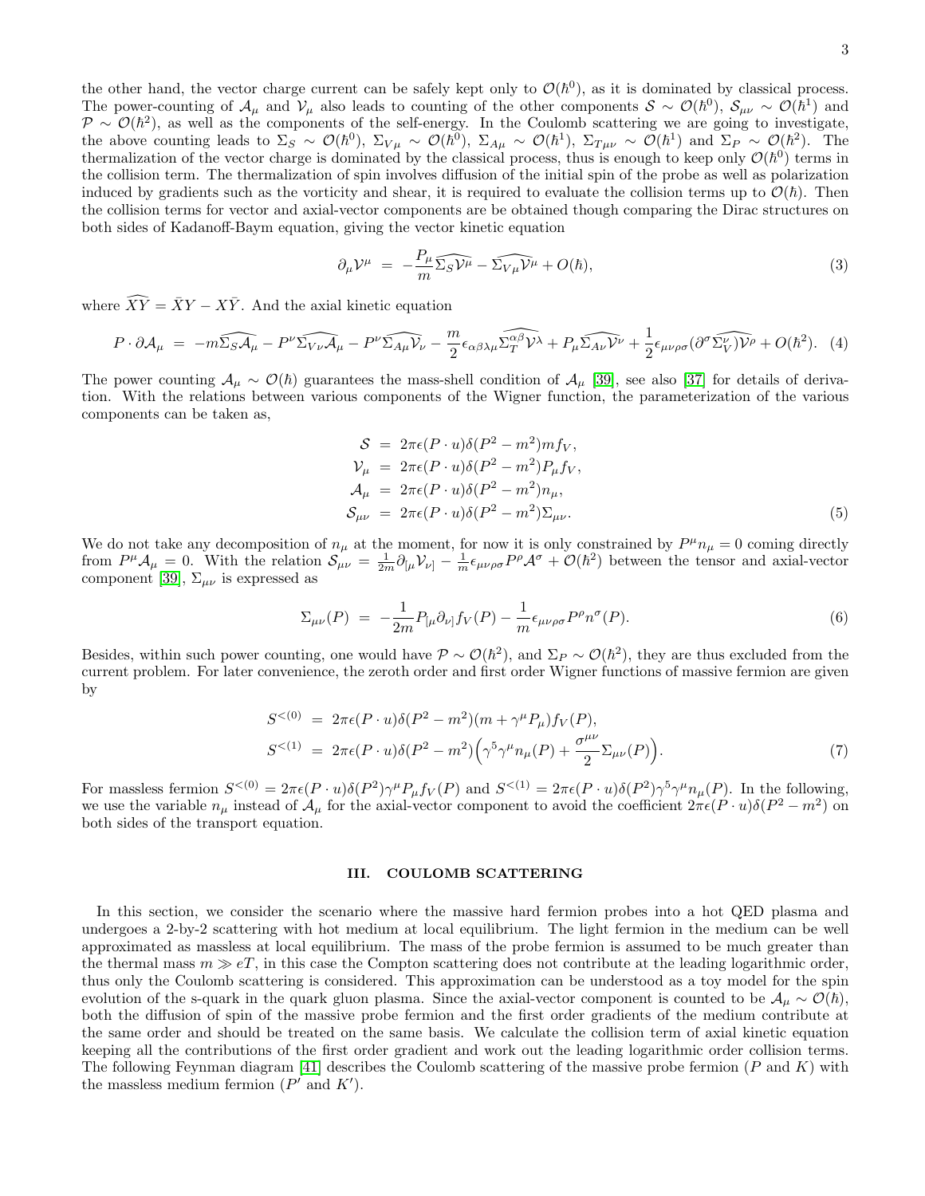the other hand, the vector charge current can be safely kept only to $\mathcal{O}(\hbar^0)$, as it is dominated by classical process. The power-counting of $\mathcal{A}_\mu$ and $\mathcal{V}_\mu$ also leads to counting of the other components $\mathcal{S} \sim \mathcal{O}(\hbar^0)$, $\mathcal{S}_{\mu\nu} \sim \mathcal{O}(\hbar^1)$ and $\mathcal{P} \sim \mathcal{O}(\hbar^2)$, as well as the components of the self-energy. In the Coulomb scattering we are going to investigate, the above counting leads to $\Sigma_S \sim \mathcal{O}(\hbar^0)$, $\Sigma_{V\mu} \sim \mathcal{O}(\hbar^0)$, $\Sigma_{A\mu} \sim \mathcal{O}(\hbar^1)$, $\Sigma_{T\mu\nu} \sim \mathcal{O}(\hbar^1)$ and $\Sigma_P \sim \mathcal{O}(\hbar^2)$. The thermalization of the vector charge is dominated by the classical process, thus is enough to keep only $\mathcal{O}(\hbar^0)$ terms in the collision term. The thermalization of spin involves diffusion of the initial spin of the probe as well as polarization induced by gradients such as the vorticity and shear, it is required to evaluate the collision terms up to $\mathcal{O}(\hbar)$. Then the collision terms for vector and axial-vector components are be obtained though comparing the Dirac structures on both sides of Kadanoff-Baym equation, giving the vector kinetic equation

$$\partial_\mu \mathcal{V}^\mu \;=\; -\frac{P_\mu}{m}\widehat{\Sigma_S \mathcal{V}^\mu} - \widehat{\Sigma_{V\mu}\mathcal{V}^\mu} + O(\hbar), \tag{3}$$

where $\widehat{XY} = \bar{X}Y - X\bar{Y}$. And the axial kinetic equation

$$P\cdot\partial\mathcal{A}_\mu \;=\; -m\widehat{\Sigma_S\mathcal{A}_\mu} - P^\nu\widehat{\Sigma_{V\nu}\mathcal{A}_\mu} - P^\nu\widehat{\Sigma_{A\mu}\mathcal{V}_\nu} - \frac{m}{2}\epsilon_{\alpha\beta\lambda\mu}\widehat{\Sigma_T^{\alpha\beta}\mathcal{V}^\lambda} + P_\mu\widehat{\Sigma_{A\nu}\mathcal{V}^\nu} + \frac{1}{2}\epsilon_{\mu\nu\rho\sigma}(\partial^\sigma\widehat{\Sigma_V^\nu)\mathcal{V}^\rho} + O(\hbar^2). \tag{4}$$

The power counting $\mathcal{A}_\mu \sim \mathcal{O}(\hbar)$ guarantees the mass-shell condition of $\mathcal{A}_\mu$ [39], see also [37] for details of derivation. With the relations between various components of the Wigner function, the parameterization of the various components can be taken as,

$$\begin{aligned}
\mathcal{S} \;&=\; 2\pi\epsilon(P\cdot u)\delta(P^2-m^2)mf_V,\\
\mathcal{V}_\mu \;&=\; 2\pi\epsilon(P\cdot u)\delta(P^2-m^2)P_\mu f_V,\\
\mathcal{A}_\mu \;&=\; 2\pi\epsilon(P\cdot u)\delta(P^2-m^2)n_\mu,\\
\mathcal{S}_{\mu\nu} \;&=\; 2\pi\epsilon(P\cdot u)\delta(P^2-m^2)\Sigma_{\mu\nu}.
\end{aligned} \tag{5}$$

We do not take any decomposition of $n_\mu$ at the moment, for now it is only constrained by $P^\mu n_\mu = 0$ coming directly from $P^\mu\mathcal{A}_\mu = 0$. With the relation $\mathcal{S}_{\mu\nu} = \frac{1}{2m}\partial_{[\mu}\mathcal{V}_{\nu]} - \frac{1}{m}\epsilon_{\mu\nu\rho\sigma}P^\rho\mathcal{A}^\sigma + \mathcal{O}(\hbar^2)$ between the tensor and axial-vector component [39], $\Sigma_{\mu\nu}$ is expressed as

$$\Sigma_{\mu\nu}(P) \;=\; -\frac{1}{2m}P_{[\mu}\partial_{\nu]}f_V(P) - \frac{1}{m}\epsilon_{\mu\nu\rho\sigma}P^\rho n^\sigma(P). \tag{6}$$

Besides, within such power counting, one would have $\mathcal{P} \sim \mathcal{O}(\hbar^2)$, and $\Sigma_P \sim \mathcal{O}(\hbar^2)$, they are thus excluded from the current problem. For later convenience, the zeroth order and first order Wigner functions of massive fermion are given by

$$\begin{aligned}
S^{<(0)} \;&=\; 2\pi\epsilon(P\cdot u)\delta(P^2-m^2)(m+\gamma^\mu P_\mu)f_V(P),\\
S^{<(1)} \;&=\; 2\pi\epsilon(P\cdot u)\delta(P^2-m^2)\Big(\gamma^5\gamma^\mu n_\mu(P) + \frac{\sigma^{\mu\nu}}{2}\Sigma_{\mu\nu}(P)\Big).
\end{aligned} \tag{7}$$

For massless fermion $S^{<(0)} = 2\pi\epsilon(P\cdot u)\delta(P^2)\gamma^\mu P_\mu f_V(P)$ and $S^{<(1)} = 2\pi\epsilon(P\cdot u)\delta(P^2)\gamma^5\gamma^\mu n_\mu(P)$. In the following, we use the variable $n_\mu$ instead of $\mathcal{A}_\mu$ for the axial-vector component to avoid the coefficient $2\pi\epsilon(P\cdot u)\delta(P^2-m^2)$ on both sides of the transport equation.

## III. COULOMB SCATTERING

In this section, we consider the scenario where the massive hard fermion probes into a hot QED plasma and undergoes a 2-by-2 scattering with hot medium at local equilibrium. The light fermion in the medium can be well approximated as massless at local equilibrium. The mass of the probe fermion is assumed to be much greater than the thermal mass $m \gg eT$, in this case the Compton scattering does not contribute at the leading logarithmic order, thus only the Coulomb scattering is considered. This approximation can be understood as a toy model for the spin evolution of the s-quark in the quark gluon plasma. Since the axial-vector component is counted to be $\mathcal{A}_\mu \sim \mathcal{O}(\hbar)$, both the diffusion of spin of the massive probe fermion and the first order gradients of the medium contribute at the same order and should be treated on the same basis. We calculate the collision term of axial kinetic equation keeping all the contributions of the first order gradient and work out the leading logarithmic order collision terms. The following Feynman diagram [41] describes the Coulomb scattering of the massive probe fermion ($P$ and $K$) with the massless medium fermion ($P'$ and $K'$).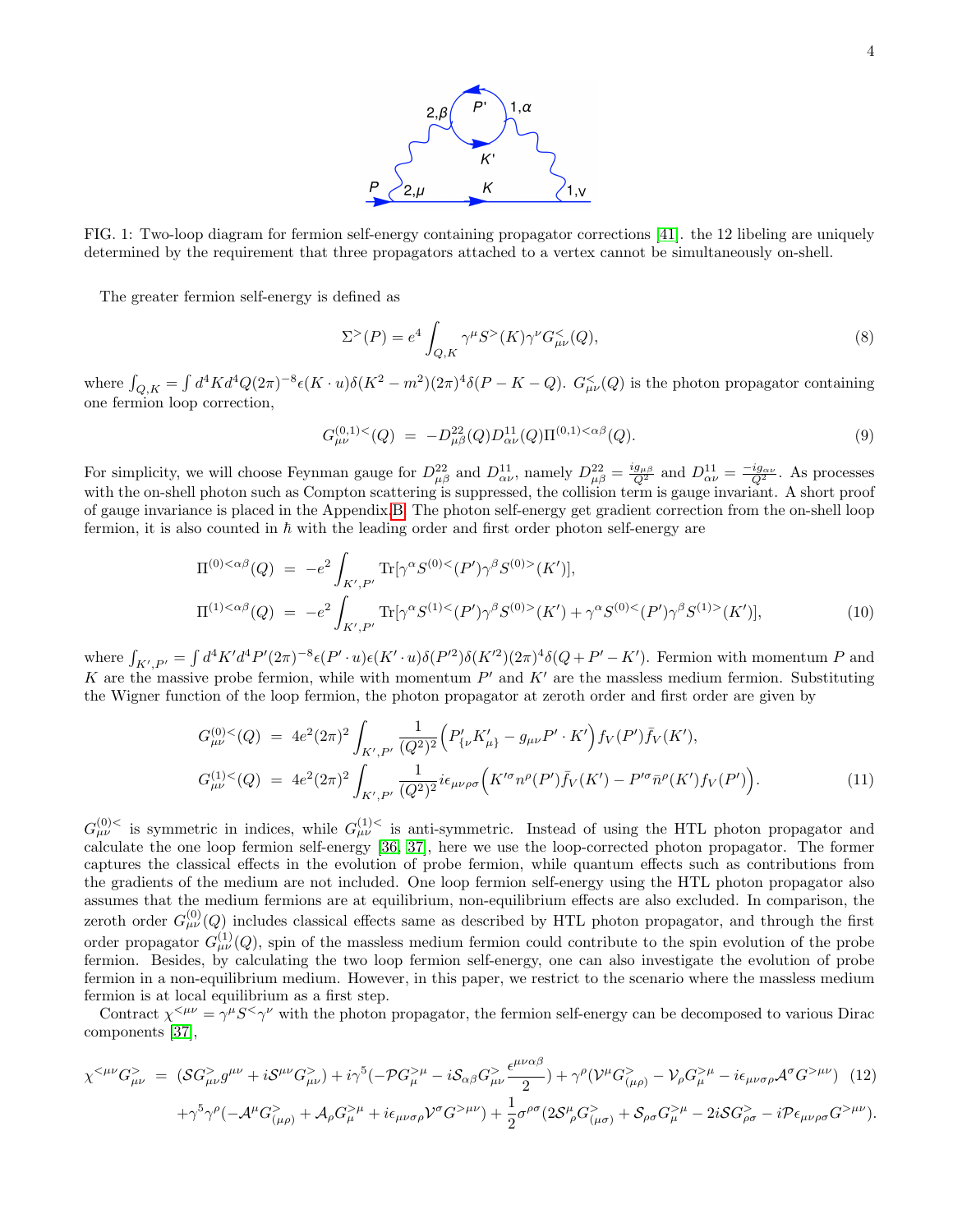FIG. 1: Two-loop diagram for fermion self-energy containing propagator corrections [41]. the 12 libeling are uniquely determined by the requirement that three propagators attached to a vertex cannot be simultaneously on-shell.

The greater fermion self-energy is defined as

$$\Sigma^{>}(P) = e^4 \int_{Q,K} \gamma^\mu S^{>}(K)\gamma^\nu G^{<}_{\mu\nu}(Q), \tag{8}$$

where $\int_{Q,K} = \int d^4K d^4Q (2\pi)^{-8}\epsilon(K\cdot u)\delta(K^2-m^2)(2\pi)^4\delta(P-K-Q)$. $G^{<}_{\mu\nu}(Q)$ is the photon propagator containing one fermion loop correction,

$$G^{(0,1)<}_{\mu\nu}(Q) \;=\; -D^{22}_{\mu\beta}(Q)D^{11}_{\alpha\nu}(Q)\Pi^{(0,1)<\alpha\beta}(Q). \tag{9}$$

For simplicity, we will choose Feynman gauge for $D^{22}_{\mu\beta}$ and $D^{11}_{\alpha\nu}$, namely $D^{22}_{\mu\beta} = \frac{ig_{\mu\beta}}{Q^2}$ and $D^{11}_{\alpha\nu} = \frac{-ig_{\alpha\nu}}{Q^2}$. As processes with the on-shell photon such as Compton scattering is suppressed, the collision term is gauge invariant. A short proof of gauge invariance is placed in the Appendix B. The photon self-energy get gradient correction from the on-shell loop fermion, it is also counted in $\hbar$ with the leading order and first order photon self-energy are

$$\begin{aligned}
\Pi^{(0)<\alpha\beta}(Q) \;&=\; -e^2\int_{K',P'}\mathrm{Tr}[\gamma^\alpha S^{(0)<}(P')\gamma^\beta S^{(0)>}(K')],\\
\Pi^{(1)<\alpha\beta}(Q) \;&=\; -e^2\int_{K',P'}\mathrm{Tr}[\gamma^\alpha S^{(1)<}(P')\gamma^\beta S^{(0)>}(K') + \gamma^\alpha S^{(0)<}(P')\gamma^\beta S^{(1)>}(K')],
\end{aligned} \tag{10}$$

where $\int_{K',P'} = \int d^4K' d^4P' (2\pi)^{-8}\epsilon(P'\cdot u)\epsilon(K'\cdot u)\delta(P'^2)\delta(K'^2)(2\pi)^4\delta(Q+P'-K')$. Fermion with momentum $P$ and $K$ are the massive probe fermion, while with momentum $P'$ and $K'$ are the massless medium fermion. Substituting the Wigner function of the loop fermion, the photon propagator at zeroth order and first order are given by

$$\begin{aligned}
G^{(0)<}_{\mu\nu}(Q) \;&=\; 4e^2(2\pi)^2\int_{K',P'}\frac{1}{(Q^2)^2}\Big(P'_{\{\nu}K'_{\mu\}} - g_{\mu\nu}P'\cdot K'\Big)f_V(P')\bar f_V(K'),\\
G^{(1)<}_{\mu\nu}(Q) \;&=\; 4e^2(2\pi)^2\int_{K',P'}\frac{1}{(Q^2)^2}i\epsilon_{\mu\nu\rho\sigma}\Big(K'^\sigma n^\rho(P')\bar f_V(K') - P'^\sigma \bar n^\rho(K')f_V(P')\Big).
\end{aligned} \tag{11}$$

$G^{(0)<}_{\mu\nu}$ is symmetric in indices, while $G^{(1)<}_{\mu\nu}$ is anti-symmetric. Instead of using the HTL photon propagator and calculate the one loop fermion self-energy [36, 37], here we use the loop-corrected photon propagator. The former captures the classical effects in the evolution of probe fermion, while quantum effects such as contributions from the gradients of the medium are not included. One loop fermion self-energy using the HTL photon propagator also assumes that the medium fermions are at equilibrium, non-equilibrium effects are also excluded. In comparison, the zeroth order $G^{(0)}_{\mu\nu}(Q)$ includes classical effects same as described by HTL photon propagator, and through the first order propagator $G^{(1)}_{\mu\nu}(Q)$, spin of the massless medium fermion could contribute to the spin evolution of the probe fermion. Besides, by calculating the two loop fermion self-energy, one can also investigate the evolution of probe fermion in a non-equilibrium medium. However, in this paper, we restrict to the scenario where the massless medium fermion is at local equilibrium as a first step.

Contract $\chi^{<\mu\nu} = \gamma^\mu S^{<}\gamma^\nu$ with the photon propagator, the fermion self-energy can be decomposed to various Dirac components [37],

$$\begin{aligned}
\chi^{<\mu\nu}G^{>}_{\mu\nu} \;=\; &(\mathcal{S}G^{>}_{\mu\nu}g^{\mu\nu} + i\mathcal{S}^{\mu\nu}G^{>}_{\mu\nu}) + i\gamma^5(-\mathcal{P}G^{>\mu}_{\mu} - i\mathcal{S}_{\alpha\beta}G^{>}_{\mu\nu}\frac{\epsilon^{\mu\nu\alpha\beta}}{2}) + \gamma^\rho(\mathcal{V}^\mu G^{>}_{(\mu\rho)} - \mathcal{V}_\rho G^{>\mu}_{\mu} - i\epsilon_{\mu\nu\sigma\rho}\mathcal{A}^\sigma G^{>\mu\nu})\\
&+\gamma^5\gamma^\rho(-\mathcal{A}^\mu G^{>}_{(\mu\rho)} + \mathcal{A}_\rho G^{>\mu}_{\mu} + i\epsilon_{\mu\nu\sigma\rho}\mathcal{V}^\sigma G^{>\mu\nu}) + \frac{1}{2}\sigma^{\rho\sigma}(2\mathcal{S}^{\mu}{}_{\rho}G^{>}_{(\mu\sigma)} + \mathcal{S}_{\rho\sigma}G^{>\mu}_{\mu} - 2i\mathcal{S}G^{>}_{\rho\sigma} - i\mathcal{P}\epsilon_{\mu\nu\rho\sigma}G^{>\mu\nu}).
\end{aligned} \tag{12}$$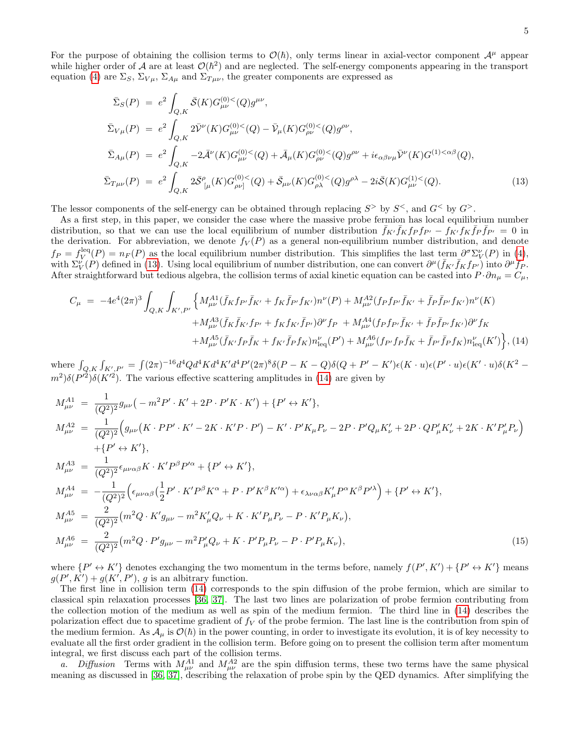For the purpose of obtaining the collision terms to $\mathcal{O}(\hbar)$, only terms linear in axial-vector component $\mathcal{A}^\mu$ appear while higher order of $\mathcal{A}$ are at least $\mathcal{O}(\hbar^2)$ and are neglected. The self-energy components appearing in the transport equation (4) are $\Sigma_S$, $\Sigma_{V\mu}$, $\Sigma_{A\mu}$ and $\Sigma_{T\mu\nu}$, the greater components are expressed as

$$
\begin{aligned}
\bar{\Sigma}_S(P) &= e^2\int_{Q,K}\bar{\mathcal{S}}(K)G^{(0)<}_{\mu\nu}(Q)g^{\mu\nu},\\
\bar{\Sigma}_{V\mu}(P) &= e^2\int_{Q,K}2\bar{\mathcal{V}}^\nu(K)G^{(0)<}_{\mu\nu}(Q)-\bar{\mathcal{V}}_\mu(K)G^{(0)<}_{\rho\nu}(Q)g^{\rho\nu},\\
\bar{\Sigma}_{A\mu}(P) &= e^2\int_{Q,K}-2\bar{\mathcal{A}}^\nu(K)G^{(0)<}_{\mu\nu}(Q)+\bar{\mathcal{A}}_\mu(K)G^{(0)<}_{\rho\nu}(Q)g^{\rho\nu}+i\epsilon_{\alpha\beta\nu\mu}\bar{\mathcal{V}}^\nu(K)G^{(1)<\alpha\beta}(Q),\\
\bar{\Sigma}_{T\mu\nu}(P) &= e^2\int_{Q,K}2\bar{\mathcal{S}}^\rho{}_{[\mu}(K)G^{(0)<}_{\rho\nu]}(Q)+\bar{\mathcal{S}}_{\mu\nu}(K)G^{(0)<}_{\rho\lambda}(Q)g^{\rho\lambda}-2i\bar{\mathcal{S}}(K)G^{(1)<}_{\mu\nu}(Q).
\end{aligned}
\tag{13}
$$

The lessor components of the self-energy can be obtained through replacing $S^>$ by $S^<$, and $G^<$ by $G^>$.

As a first step, in this paper, we consider the case where the massive probe fermion has local equilibrium number distribution, so that we can use the local equilibrium of number distribution $\bar{f}_{K'}\bar{f}_K f_P f_{P'} - f_{K'}f_K\bar{f}_P\bar{f}_{P'} = 0$ in the derivation. For abbreviation, we denote $f_V(P)$ as a general non-equilibrium number distribution, and denote $f_P = f_V^{\rm leq}(P) = n_F(P)$ as the local equilibrium number distribution. This simplifies the last term $\partial^\sigma\Sigma_V^\nu(P)$ in (4), with $\Sigma_V^\nu(P)$ defined in (13). Using local equilibrium of number distribution, one can convert $\partial^\mu(\bar{f}_{K'}\bar{f}_K f_{P'})$ into $\partial^\mu f_P$. After straightforward but tedious algebra, the collision terms of axial kinetic equation can be casted into $P\cdot\partial n_\mu = C_\mu$,

$$
\begin{aligned}
C_\mu \;=\; -4e^4(2\pi)^3\int_{Q,K}\int_{K',P'}\Big\{&M^{A1}_{\mu\nu}(\bar{f}_K f_{P'}\bar{f}_{K'}+f_K\bar{f}_{P'}f_{K'})n^\nu(P)+M^{A2}_{\mu\nu}(f_P f_{P'}\bar{f}_{K'}+\bar{f}_P\bar{f}_{P'}f_{K'})n^\nu(K)\\
&+M^{A3}_{\mu\nu}(\bar{f}_K\bar{f}_{K'}f_{P'}+f_K f_{K'}\bar{f}_{P'})\partial^\nu f_P\;+M^{A4}_{\mu\nu}(f_P f_{P'}\bar{f}_{K'}+\bar{f}_P\bar{f}_{P'}f_{K'})\partial^\nu f_K\\
&+M^{A5}_{\mu\nu}(\bar{f}_{K'}f_P\bar{f}_K+f_{K'}\bar{f}_P f_K)n^\nu_{\rm leq}(P')+M^{A6}_{\mu\nu}(f_{P'}f_P\bar{f}_K+\bar{f}_{P'}\bar{f}_P f_K)n^\nu_{\rm leq}(K')\Big\},
\end{aligned}
\tag{14}
$$

where $\int_{Q,K}\int_{K',P'} = \int(2\pi)^{-16}d^4Qd^4Kd^4K'd^4P'(2\pi)^8\delta(P-K-Q)\delta(Q+P'-K')\epsilon(K\cdot u)\epsilon(P'\cdot u)\epsilon(K'\cdot u)\delta(K^2-m^2)\delta(P'^2)\delta(K'^2)$. The various effective scattering amplitudes in (14) are given by

$$
\begin{aligned}
M^{A1}_{\mu\nu} &= \frac{1}{(Q^2)^2}g_{\mu\nu}\big(-m^2P'\cdot K'+2P\cdot P'K\cdot K'\big)+\{P'\leftrightarrow K'\},\\
M^{A2}_{\mu\nu} &= \frac{1}{(Q^2)^2}\Big(g_{\mu\nu}\big(K\cdot PP'\cdot K'-2K\cdot K'P\cdot P'\big)-K'\cdot P'K_\mu P_\nu-2P\cdot P'Q_\mu K'_\nu+2P\cdot QP'_\mu K'_\nu+2K\cdot K'P'_\mu P_\nu\Big)\\
&\quad+\{P'\leftrightarrow K'\},\\
M^{A3}_{\mu\nu} &= \frac{1}{(Q^2)^2}\epsilon_{\mu\nu\alpha\beta}K\cdot K'P^\beta P'^\alpha+\{P'\leftrightarrow K'\},\\
M^{A4}_{\mu\nu} &= -\frac{1}{(Q^2)^2}\Big(\epsilon_{\mu\nu\alpha\beta}\big(\frac{1}{2}P'\cdot K'P^\beta K^\alpha+P\cdot P'K^\beta K'^\alpha\big)+\epsilon_{\lambda\nu\alpha\beta}K'_\mu P^\alpha K^\beta P'^\lambda\Big)+\{P'\leftrightarrow K'\},\\
M^{A5}_{\mu\nu} &= \frac{2}{(Q^2)^2}\big(m^2Q\cdot K'g_{\mu\nu}-m^2K'_\mu Q_\nu+K\cdot K'P_\mu P_\nu-P\cdot K'P_\mu K_\nu\big),\\
M^{A6}_{\mu\nu} &= \frac{2}{(Q^2)^2}\big(m^2Q\cdot P'g_{\mu\nu}-m^2P'_\mu Q_\nu+K\cdot P'P_\mu P_\nu-P\cdot P'P_\mu K_\nu\big),
\end{aligned}
\tag{15}
$$

where $\{P'\leftrightarrow K'\}$ denotes exchanging the two momentum in the terms before, namely $f(P',K')+\{P'\leftrightarrow K'\}$ means $g(P',K')+g(K',P')$, $g$ is an albitrary function.

The first line in collision term (14) corresponds to the spin diffusion of the probe fermion, which are similar to classical spin relaxation processes [36, 37]. The last two lines are polarization of probe fermion contributing from the collection motion of the medium as well as spin of the medium fermion. The third line in (14) describes the polarization effect due to spacetime gradient of $f_V$ of the probe fermion. The last line is the contribution from spin of the medium fermion. As $\mathcal{A}_\mu$ is $\mathcal{O}(\hbar)$ in the power counting, in order to investigate its evolution, it is of key necessity to evaluate all the first order gradient in the collision term. Before going on to present the collision term after momentum integral, we first discuss each part of the collision terms.

*a. Diffusion* Terms with $M^{A1}_{\mu\nu}$ and $M^{A2}_{\mu\nu}$ are the spin diffusion terms, these two terms have the same physical meaning as discussed in [36, 37], describing the relaxation of probe spin by the QED dynamics. After simplifying the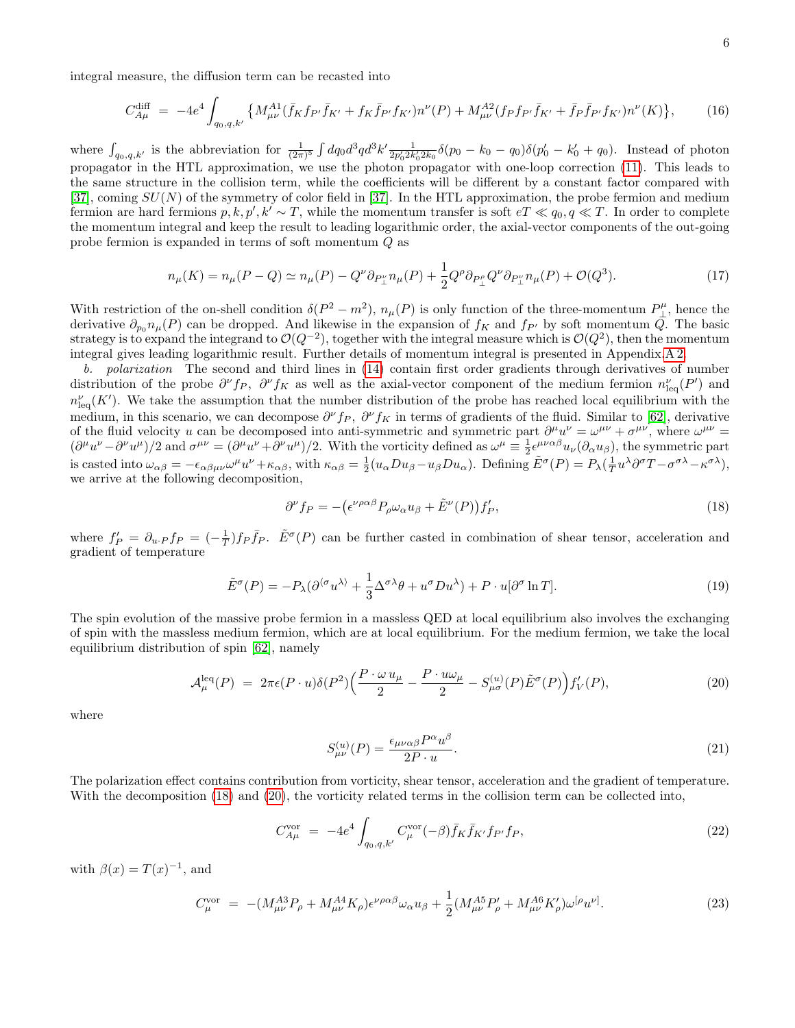integral measure, the diffusion term can be recasted into

$$C^{\rm diff}_{A\mu} \;=\; -4e^4\int_{q_0,q,k'}\big\{M^{A1}_{\mu\nu}(\bar f_K f_{P'}\bar f_{K'}+f_K\bar f_{P'}f_{K'})n^\nu(P)+M^{A2}_{\mu\nu}(f_P f_{P'}\bar f_{K'}+\bar f_P\bar f_{P'}f_{K'})n^\nu(K)\big\}, \tag{16}$$

where $\int_{q_0,q,k'}$ is the abbreviation for $\frac{1}{(2\pi)^5}\int dq_0 d^3q d^3k'\frac{1}{2p_0' 2k_0' 2k_0}\delta(p_0-k_0-q_0)\delta(p_0'-k_0'+q_0)$. Instead of photon propagator in the HTL approximation, we use the photon propagator with one-loop correction (11). This leads to the same structure in the collision term, while the coefficients will be different by a constant factor compared with [37], coming $SU(N)$ of the symmetry of color field in [37]. In the HTL approximation, the probe fermion and medium fermion are hard fermions $p,k,p',k'\sim T$, while the momentum transfer is soft $eT\ll q_0,q\ll T$. In order to complete the momentum integral and keep the result to leading logarithmic order, the axial-vector components of the out-going probe fermion is expanded in terms of soft momentum $Q$ as

$$n_\mu(K)=n_\mu(P-Q)\simeq n_\mu(P)-Q^\nu\partial_{P^\nu_\perp}n_\mu(P)+\frac{1}{2}Q^\rho\partial_{P^\rho_\perp}Q^\nu\partial_{P^\nu_\perp}n_\mu(P)+\mathcal{O}(Q^3). \tag{17}$$

With restriction of the on-shell condition $\delta(P^2-m^2)$, $n_\mu(P)$ is only function of the three-momentum $P^\mu_\perp$, hence the derivative $\partial_{p_0}n_\mu(P)$ can be dropped. And likewise in the expansion of $f_K$ and $f_{P'}$ by soft momentum $Q$. The basic strategy is to expand the integrand to $\mathcal{O}(Q^{-2})$, together with the integral measure which is $\mathcal{O}(Q^2)$, then the momentum integral gives leading logarithmic result. Further details of momentum integral is presented in Appendix A 2.

*b. polarization* The second and third lines in (14) contain first order gradients through derivatives of number distribution of the probe $\partial^\nu f_P$, $\partial^\nu f_K$ as well as the axial-vector component of the medium fermion $n^\nu_{\rm leq}(P')$ and $n^\nu_{\rm leq}(K')$. We take the assumption that the number distribution of the probe has reached local equilibrium with the medium, in this scenario, we can decompose $\partial^\nu f_P$, $\partial^\nu f_K$ in terms of gradients of the fluid. Similar to [62], derivative of the fluid velocity $u$ can be decomposed into anti-symmetric and symmetric part $\partial^\mu u^\nu=\omega^{\mu\nu}+\sigma^{\mu\nu}$, where $\omega^{\mu\nu}=(\partial^\mu u^\nu-\partial^\nu u^\mu)/2$ and $\sigma^{\mu\nu}=(\partial^\mu u^\nu+\partial^\nu u^\mu)/2$. With the vorticity defined as $\omega^\mu\equiv\frac{1}{2}\epsilon^{\mu\nu\alpha\beta}u_\nu(\partial_\alpha u_\beta)$, the symmetric part is casted into $\omega_{\alpha\beta}=-\epsilon_{\alpha\beta\mu\nu}\omega^\mu u^\nu+\kappa_{\alpha\beta}$, with $\kappa_{\alpha\beta}=\frac{1}{2}(u_\alpha Du_\beta-u_\beta Du_\alpha)$. Defining $\tilde E^\sigma(P)=P_\lambda(\frac{1}{T}u^\lambda\partial^\sigma T-\sigma^{\sigma\lambda}-\kappa^{\sigma\lambda})$, we arrive at the following decomposition,

$$\partial^\nu f_P=-\big(\epsilon^{\nu\rho\alpha\beta}P_\rho\omega_\alpha u_\beta+\tilde E^\nu(P)\big)f_P', \tag{18}$$

where $f_P'=\partial_{u\cdot P}f_P=(-\frac{1}{T})f_P\bar f_P$. $\tilde E^\sigma(P)$ can be further casted in combination of shear tensor, acceleration and gradient of temperature

$$\tilde E^\sigma(P)=-P_\lambda(\partial^{\langle\sigma}u^{\lambda\rangle}+\frac{1}{3}\Delta^{\sigma\lambda}\theta+u^\sigma Du^\lambda)+P\cdot u[\partial^\sigma\ln T]. \tag{19}$$

The spin evolution of the massive probe fermion in a massless QED at local equilibrium also involves the exchanging of spin with the massless medium fermion, which are at local equilibrium. For the medium fermion, we take the local equilibrium distribution of spin [62], namely

$$\mathcal{A}^{\rm leq}_\mu(P)\;=\;2\pi\epsilon(P\cdot u)\delta(P^2)\Big(\frac{P\cdot\omega\, u_\mu}{2}-\frac{P\cdot u\omega_\mu}{2}-S^{(u)}_{\mu\sigma}(P)\tilde E^\sigma(P)\Big)f_V'(P), \tag{20}$$

where

$$S^{(u)}_{\mu\nu}(P)=\frac{\epsilon_{\mu\nu\alpha\beta}P^\alpha u^\beta}{2P\cdot u}. \tag{21}$$

The polarization effect contains contribution from vorticity, shear tensor, acceleration and the gradient of temperature. With the decomposition (18) and (20), the vorticity related terms in the collision term can be collected into,

$$C^{\rm vor}_{A\mu}\;=\;-4e^4\int_{q_0,q,k'}C^{\rm vor}_\mu(-\beta)\bar f_K\bar f_{K'}f_{P'}f_P, \tag{22}$$

with $\beta(x)=T(x)^{-1}$, and

$$C^{\rm vor}_\mu\;=\;-(M^{A3}_{\mu\nu}P_\rho+M^{A4}_{\mu\nu}K_\rho)\epsilon^{\nu\rho\alpha\beta}\omega_\alpha u_\beta+\frac{1}{2}(M^{A5}_{\mu\nu}P'_\rho+M^{A6}_{\mu\nu}K'_\rho)\omega^{[\rho}u^{\nu]}. \tag{23}$$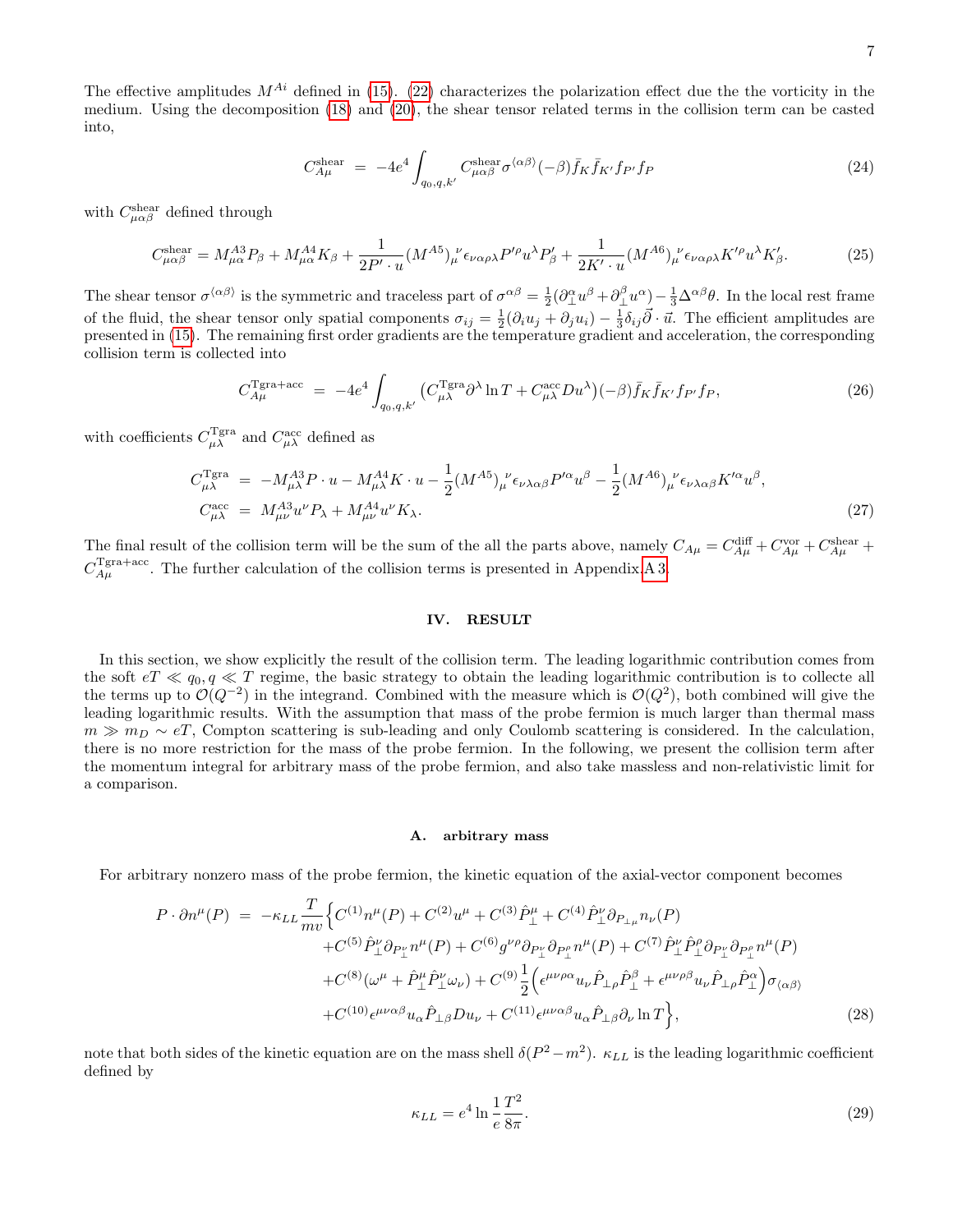The effective amplitudes $M^{Ai}$ defined in (15). (22) characterizes the polarization effect due the the vorticity in the medium. Using the decomposition (18) and (20), the shear tensor related terms in the collision term can be casted into,

$$C^{\text{shear}}_{A\mu} \;=\; -4e^4\int_{q_0,q,k'} C^{\text{shear}}_{\mu\alpha\beta}\sigma^{\langle\alpha\beta\rangle}(-\beta)\bar{f}_K\bar{f}_{K'}f_{P'}f_P \tag{24}$$

with $C^{\text{shear}}_{\mu\alpha\beta}$ defined through

$$C^{\text{shear}}_{\mu\alpha\beta} = M^{A3}_{\mu\alpha}P_\beta + M^{A4}_{\mu\alpha}K_\beta + \frac{1}{2P'\cdot u}(M^{A5})_\mu^{\ \nu}\epsilon_{\nu\alpha\rho\lambda}P'^\rho u^\lambda P'_\beta + \frac{1}{2K'\cdot u}(M^{A6})_\mu^{\ \nu}\epsilon_{\nu\alpha\rho\lambda}K'^\rho u^\lambda K'_\beta. \tag{25}$$

The shear tensor $\sigma^{\langle\alpha\beta\rangle}$ is the symmetric and traceless part of $\sigma^{\alpha\beta} = \frac{1}{2}(\partial^\alpha_\perp u^\beta + \partial^\beta_\perp u^\alpha) - \frac{1}{3}\Delta^{\alpha\beta}\theta$. In the local rest frame of the fluid, the shear tensor only spatial components $\sigma_{ij} = \frac{1}{2}(\partial_i u_j + \partial_j u_i) - \frac{1}{3}\delta_{ij}\vec{\partial}\cdot\vec{u}$. The efficient amplitudes are presented in (15). The remaining first order gradients are the temperature gradient and acceleration, the corresponding collision term is collected into

$$C^{\text{Tgra+acc}}_{A\mu} \;=\; -4e^4\int_{q_0,q,k'}\left(C^{\text{Tgra}}_{\mu\lambda}\partial^\lambda\ln T + C^{\text{acc}}_{\mu\lambda}Du^\lambda\right)(-\beta)\bar{f}_K\bar{f}_{K'}f_{P'}f_P, \tag{26}$$

with coefficients $C^{\text{Tgra}}_{\mu\lambda}$ and $C^{\text{acc}}_{\mu\lambda}$ defined as

$$\begin{aligned}
C^{\text{Tgra}}_{\mu\lambda} &= -M^{A3}_{\mu\lambda}P\cdot u - M^{A4}_{\mu\lambda}K\cdot u - \frac{1}{2}(M^{A5})_\mu^{\ \nu}\epsilon_{\nu\lambda\alpha\beta}P'^\alpha u^\beta - \frac{1}{2}(M^{A6})_\mu^{\ \nu}\epsilon_{\nu\lambda\alpha\beta}K'^\alpha u^\beta,\\
C^{\text{acc}}_{\mu\lambda} &= M^{A3}_{\mu\nu}u^\nu P_\lambda + M^{A4}_{\mu\nu}u^\nu K_\lambda.
\end{aligned} \tag{27}$$

The final result of the collision term will be the sum of the all the parts above, namely $C_{A\mu} = C^{\text{diff}}_{A\mu} + C^{\text{vor}}_{A\mu} + C^{\text{shear}}_{A\mu} + C^{\text{Tgra+acc}}_{A\mu}$. The further calculation of the collision terms is presented in Appendix A 3.

## IV. RESULT

In this section, we show explicitly the result of the collision term. The leading logarithmic contribution comes from the soft $eT \ll q_0, q \ll T$ regime, the basic strategy to obtain the leading logarithmic contribution is to collecte all the terms up to $\mathcal{O}(Q^{-2})$ in the integrand. Combined with the measure which is $\mathcal{O}(Q^2)$, both combined will give the leading logarithmic results. With the assumption that mass of the probe fermion is much larger than thermal mass $m \gg m_D \sim eT$, Compton scattering is sub-leading and only Coulomb scattering is considered. In the calculation, there is no more restriction for the mass of the probe fermion. In the following, we present the collision term after the momentum integral for arbitrary mass of the probe fermion, and also take massless and non-relativistic limit for a comparison.

### A. arbitrary mass

For arbitrary nonzero mass of the probe fermion, the kinetic equation of the axial-vector component becomes

$$\begin{aligned}
P\cdot\partial n^\mu(P) \;=\; -\kappa_{LL}\frac{T}{mv}\Big\{& C^{(1)}n^\mu(P) + C^{(2)}u^\mu + C^{(3)}\hat{P}^\mu_\perp + C^{(4)}\hat{P}^\nu_\perp\partial_{P_{\perp\mu}}n_\nu(P)\\
&+C^{(5)}\hat{P}^\nu_\perp\partial_{P^\nu_\perp}n^\mu(P) + C^{(6)}g^{\nu\rho}\partial_{P^\nu_\perp}\partial_{P^\rho_\perp}n^\mu(P) + C^{(7)}\hat{P}^\nu_\perp\hat{P}^\rho_\perp\partial_{P^\nu_\perp}\partial_{P^\rho_\perp}n^\mu(P)\\
&+C^{(8)}(\omega^\mu + \hat{P}^\mu_\perp\hat{P}^\nu_\perp\omega_\nu) + C^{(9)}\frac{1}{2}\Big(\epsilon^{\mu\nu\rho\alpha}u_\nu\hat{P}_{\perp\rho}\hat{P}^\beta_\perp + \epsilon^{\mu\nu\rho\beta}u_\nu\hat{P}_{\perp\rho}\hat{P}^\alpha_\perp\Big)\sigma_{\langle\alpha\beta\rangle}\\
&+C^{(10)}\epsilon^{\mu\nu\alpha\beta}u_\alpha\hat{P}_{\perp\beta}Du_\nu + C^{(11)}\epsilon^{\mu\nu\alpha\beta}u_\alpha\hat{P}_{\perp\beta}\partial_\nu\ln T\Big\},
\end{aligned} \tag{28}$$

note that both sides of the kinetic equation are on the mass shell $\delta(P^2 - m^2)$. $\kappa_{LL}$ is the leading logarithmic coefficient defined by

$$\kappa_{LL} = e^4\ln\frac{1}{e}\frac{T^2}{8\pi}. \tag{29}$$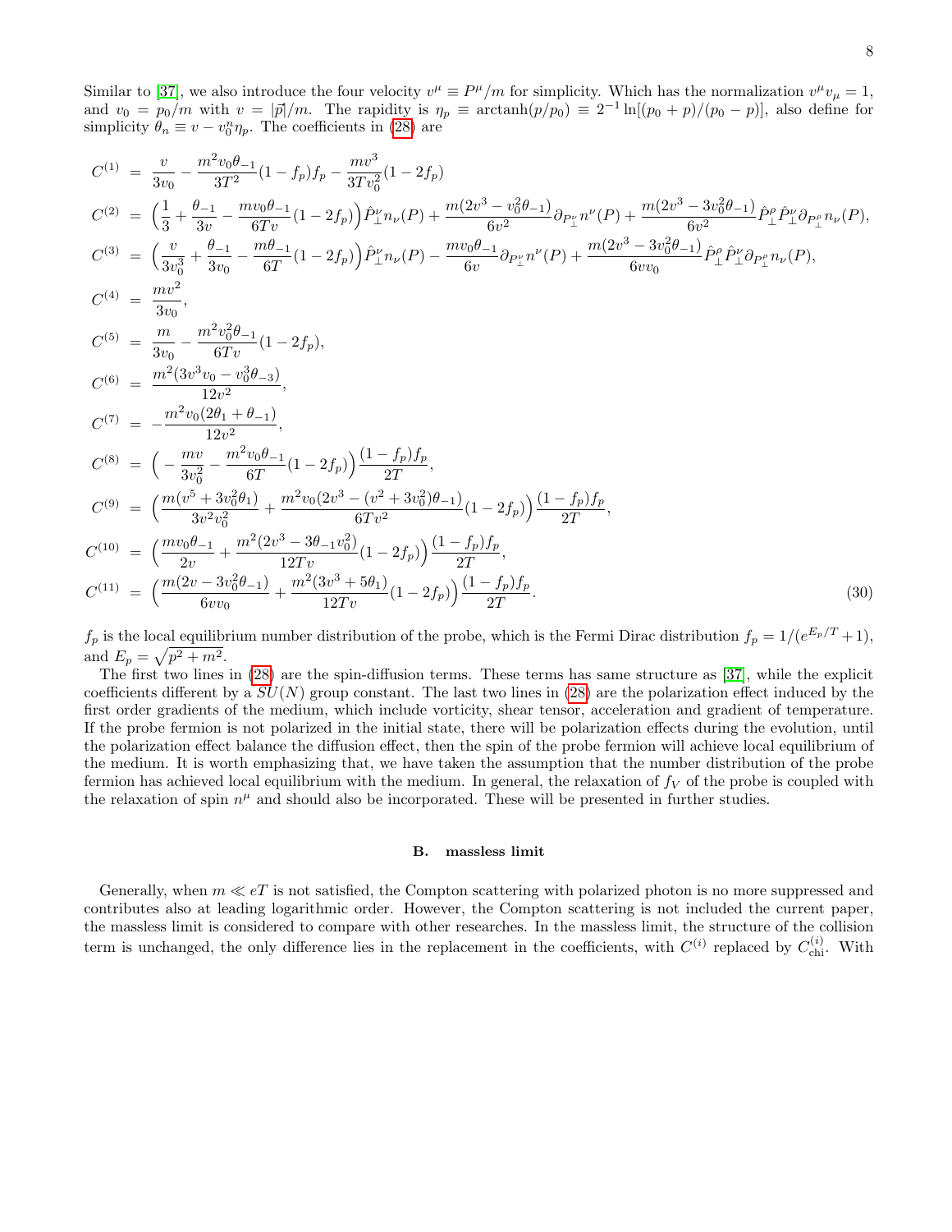Similar to [37], we also introduce the four velocity $v^\mu \equiv P^\mu/m$ for simplicity. Which has the normalization $v^\mu v_\mu = 1$, and $v_0 = p_0/m$ with $v = |\vec{p}|/m$. The rapidity is $\eta_p \equiv \operatorname{arctanh}(p/p_0) \equiv 2^{-1}\ln[(p_0+p)/(p_0-p)]$, also define for simplicity $\theta_n \equiv v - v_0^n \eta_p$. The coefficients in (28) are

$$
\begin{aligned}
C^{(1)} &= \frac{v}{3v_0} - \frac{m^2 v_0 \theta_{-1}}{3T^2}(1-f_p)f_p - \frac{mv^3}{3Tv_0^2}(1-2f_p) \\
C^{(2)} &= \Big(\frac{1}{3} + \frac{\theta_{-1}}{3v} - \frac{mv_0\theta_{-1}}{6Tv}(1-2f_p)\Big)\hat{P}_\perp^\nu n_\nu(P) + \frac{m(2v^3 - v_0^2\theta_{-1})}{6v^2}\partial_{P_\perp^\nu} n^\nu(P) + \frac{m(2v^3-3v_0^2\theta_{-1})}{6v^2}\hat{P}_\perp^\rho \hat{P}_\perp^\nu \partial_{P_\perp^\rho} n_\nu(P), \\
C^{(3)} &= \Big(\frac{v}{3v_0^3} + \frac{\theta_{-1}}{3v_0} - \frac{m\theta_{-1}}{6T}(1-2f_p)\Big)\hat{P}_\perp^\nu n_\nu(P) - \frac{mv_0\theta_{-1}}{6v}\partial_{P_\perp^\nu} n^\nu(P) + \frac{m(2v^3-3v_0^2\theta_{-1})}{6vv_0}\hat{P}_\perp^\rho \hat{P}_\perp^\nu \partial_{P_\perp^\rho} n_\nu(P), \\
C^{(4)} &= \frac{mv^2}{3v_0}, \\
C^{(5)} &= \frac{m}{3v_0} - \frac{m^2 v_0^2 \theta_{-1}}{6Tv}(1-2f_p), \\
C^{(6)} &= \frac{m^2(3v^3 v_0 - v_0^3\theta_{-3})}{12v^2}, \\
C^{(7)} &= -\frac{m^2 v_0(2\theta_1 + \theta_{-1})}{12v^2}, \\
C^{(8)} &= \Big(-\frac{mv}{3v_0^2} - \frac{m^2 v_0 \theta_{-1}}{6T}(1-2f_p)\Big)\frac{(1-f_p)f_p}{2T}, \\
C^{(9)} &= \Big(\frac{m(v^5 + 3v_0^2\theta_1)}{3v^2 v_0^2} + \frac{m^2 v_0(2v^3 - (v^2+3v_0^2)\theta_{-1})}{6Tv^2}(1-2f_p)\Big)\frac{(1-f_p)f_p}{2T}, \\
C^{(10)} &= \Big(\frac{mv_0\theta_{-1}}{2v} + \frac{m^2(2v^3 - 3\theta_{-1}v_0^2)}{12Tv}(1-2f_p)\Big)\frac{(1-f_p)f_p}{2T}, \\
C^{(11)} &= \Big(\frac{m(2v-3v_0^2\theta_{-1})}{6vv_0} + \frac{m^2(3v^3+5\theta_1)}{12Tv}(1-2f_p)\Big)\frac{(1-f_p)f_p}{2T}.
\end{aligned}
\tag{30}
$$

$f_p$ is the local equilibrium number distribution of the probe, which is the Fermi Dirac distribution $f_p = 1/(e^{E_p/T}+1)$, and $E_p = \sqrt{p^2+m^2}$.

The first two lines in (28) are the spin-diffusion terms. These terms has same structure as [37], while the explicit coefficients different by a $SU(N)$ group constant. The last two lines in (28) are the polarization effect induced by the first order gradients of the medium, which include vorticity, shear tensor, acceleration and gradient of temperature. If the probe fermion is not polarized in the initial state, there will be polarization effects during the evolution, until the polarization effect balance the diffusion effect, then the spin of the probe fermion will achieve local equilibrium of the medium. It is worth emphasizing that, we have taken the assumption that the number distribution of the probe fermion has achieved local equilibrium with the medium. In general, the relaxation of $f_V$ of the probe is coupled with the relaxation of spin $n^\mu$ and should also be incorporated. These will be presented in further studies.

### B. massless limit

Generally, when $m \ll eT$ is not satisfied, the Compton scattering with polarized photon is no more suppressed and contributes also at leading logarithmic order. However, the Compton scattering is not included the current paper, the massless limit is considered to compare with other researches. In the massless limit, the structure of the collision term is unchanged, the only difference lies in the replacement in the coefficients, with $C^{(i)}$ replaced by $C^{(i)}_{\text{chi}}$. With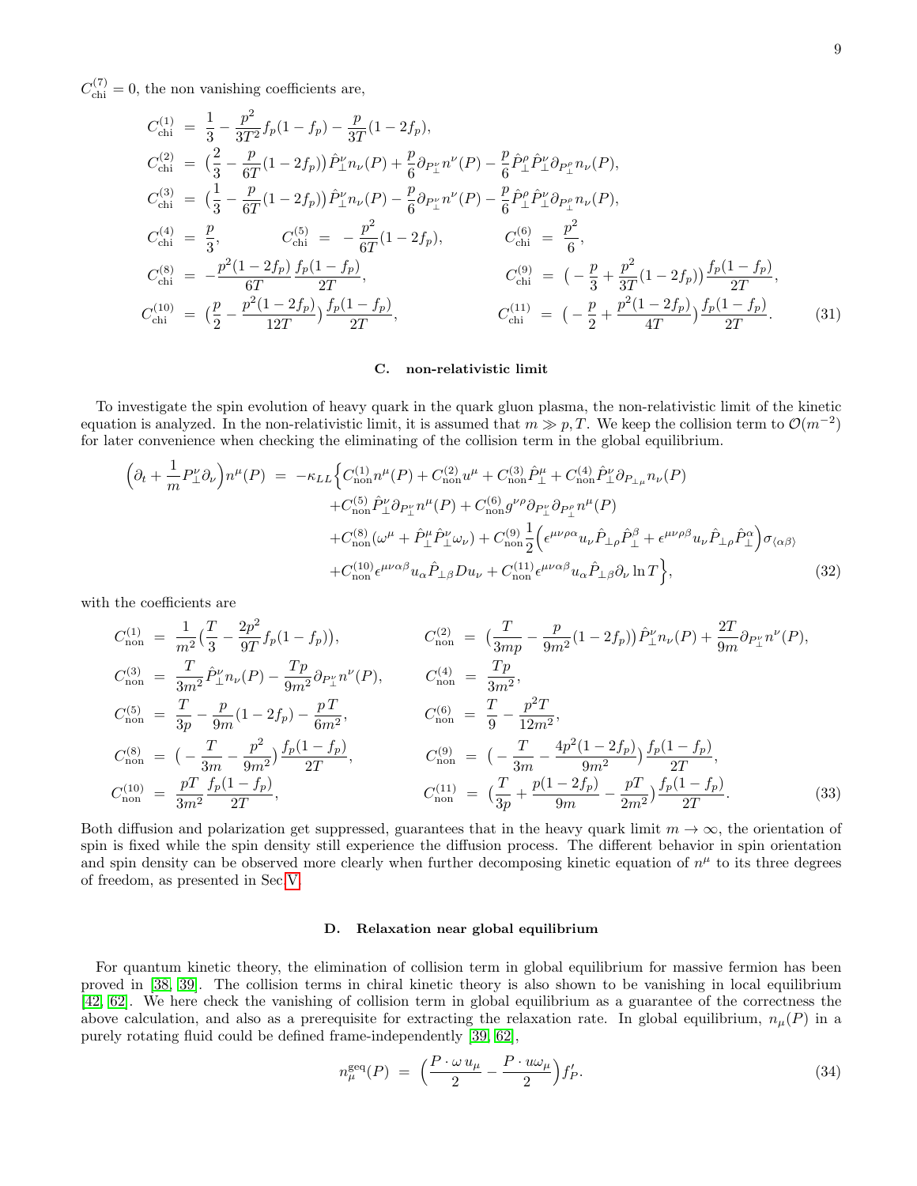$C^{(7)}_{\rm chi}=0$, the non vanishing coefficients are,

$$
\begin{aligned}
C^{(1)}_{\rm chi} &= \frac{1}{3}-\frac{p^2}{3T^2}f_p(1-f_p)-\frac{p}{3T}(1-2f_p),\\
C^{(2)}_{\rm chi} &= \big(\frac{2}{3}-\frac{p}{6T}(1-2f_p)\big)\hat{P}^\nu_\perp n_\nu(P)+\frac{p}{6}\partial_{P^\nu_\perp}n^\nu(P)-\frac{p}{6}\hat{P}^\rho_\perp\hat{P}^\nu_\perp\partial_{P^\rho_\perp}n_\nu(P),\\
C^{(3)}_{\rm chi} &= \big(\frac{1}{3}-\frac{p}{6T}(1-2f_p)\big)\hat{P}^\nu_\perp n_\nu(P)-\frac{p}{6}\partial_{P^\nu_\perp}n^\nu(P)-\frac{p}{6}\hat{P}^\rho_\perp\hat{P}^\nu_\perp\partial_{P^\rho_\perp}n_\nu(P),\\
C^{(4)}_{\rm chi} &= \frac{p}{3},\qquad C^{(5)}_{\rm chi} = -\frac{p^2}{6T}(1-2f_p),\qquad C^{(6)}_{\rm chi} = \frac{p^2}{6},\\
C^{(8)}_{\rm chi} &= -\frac{p^2(1-2f_p)}{6T}\frac{f_p(1-f_p)}{2T},\qquad C^{(9)}_{\rm chi} = \big(-\frac{p}{3}+\frac{p^2}{3T}(1-2f_p)\big)\frac{f_p(1-f_p)}{2T},\\
C^{(10)}_{\rm chi} &= \big(\frac{p}{2}-\frac{p^2(1-2f_p)}{12T}\big)\frac{f_p(1-f_p)}{2T},\qquad C^{(11)}_{\rm chi} = \big(-\frac{p}{2}+\frac{p^2(1-2f_p)}{4T}\big)\frac{f_p(1-f_p)}{2T}.
\end{aligned}
\tag{31}
$$

### C. non-relativistic limit

To investigate the spin evolution of heavy quark in the quark gluon plasma, the non-relativistic limit of the kinetic equation is analyzed. In the non-relativistic limit, it is assumed that $m\gg p,T$. We keep the collision term to $\mathcal{O}(m^{-2})$ for later convenience when checking the eliminating of the collision term in the global equilibrium.

$$
\begin{aligned}
\Big(\partial_t+\frac{1}{m}P^\nu_\perp\partial_\nu\Big)n^\mu(P) =& -\kappa_{LL}\Big\{C^{(1)}_{\rm non}n^\mu(P)+C^{(2)}_{\rm non}u^\mu+C^{(3)}_{\rm non}\hat{P}^\mu_\perp+C^{(4)}_{\rm non}\hat{P}^\nu_\perp\partial_{P_{\perp\mu}}n_\nu(P)\\
&+C^{(5)}_{\rm non}\hat{P}^\nu_\perp\partial_{P^\nu_\perp}n^\mu(P)+C^{(6)}_{\rm non}g^{\nu\rho}\partial_{P^\nu_\perp}\partial_{P^\rho_\perp}n^\mu(P)\\
&+C^{(8)}_{\rm non}(\omega^\mu+\hat{P}^\mu_\perp\hat{P}^\nu_\perp\omega_\nu)+C^{(9)}_{\rm non}\frac{1}{2}\Big(\epsilon^{\mu\nu\rho\alpha}u_\nu\hat{P}_{\perp\rho}\hat{P}^\beta_\perp+\epsilon^{\mu\nu\rho\beta}u_\nu\hat{P}_{\perp\rho}\hat{P}^\alpha_\perp\Big)\sigma_{\langle\alpha\beta\rangle}\\
&+C^{(10)}_{\rm non}\epsilon^{\mu\nu\alpha\beta}u_\alpha\hat{P}_{\perp\beta}Du_\nu+C^{(11)}_{\rm non}\epsilon^{\mu\nu\alpha\beta}u_\alpha\hat{P}_{\perp\beta}\partial_\nu\ln T\Big\},
\end{aligned}
\tag{32}
$$

with the coefficients are

$$
\begin{aligned}
C^{(1)}_{\rm non} &= \frac{1}{m^2}\big(\frac{T}{3}-\frac{2p^2}{9T}f_p(1-f_p)\big),\qquad C^{(2)}_{\rm non} = \big(\frac{T}{3mp}-\frac{p}{9m^2}(1-2f_p)\big)\hat{P}^\nu_\perp n_\nu(P)+\frac{2T}{9m}\partial_{P^\nu_\perp}n^\nu(P),\\
C^{(3)}_{\rm non} &= \frac{T}{3m^2}\hat{P}^\nu_\perp n_\nu(P)-\frac{Tp}{9m^2}\partial_{P^\nu_\perp}n^\nu(P),\qquad C^{(4)}_{\rm non} = \frac{Tp}{3m^2},\\
C^{(5)}_{\rm non} &= \frac{T}{3p}-\frac{p}{9m}(1-2f_p)-\frac{pT}{6m^2},\qquad C^{(6)}_{\rm non} = \frac{T}{9}-\frac{p^2T}{12m^2},\\
C^{(8)}_{\rm non} &= \big(-\frac{T}{3m}-\frac{p^2}{9m^2}\big)\frac{f_p(1-f_p)}{2T},\qquad C^{(9)}_{\rm non} = \big(-\frac{T}{3m}-\frac{4p^2(1-2f_p)}{9m^2}\big)\frac{f_p(1-f_p)}{2T},\\
C^{(10)}_{\rm non} &= \frac{pT}{3m^2}\frac{f_p(1-f_p)}{2T},\qquad C^{(11)}_{\rm non} = \big(\frac{T}{3p}+\frac{p(1-2f_p)}{9m}-\frac{pT}{2m^2}\big)\frac{f_p(1-f_p)}{2T}.
\end{aligned}
\tag{33}
$$

Both diffusion and polarization get suppressed, guarantees that in the heavy quark limit $m\to\infty$, the orientation of spin is fixed while the spin density still experience the diffusion process. The different behavior in spin orientation and spin density can be observed more clearly when further decomposing kinetic equation of $n^\mu$ to its three degrees of freedom, as presented in Sec.V.

### D. Relaxation near global equilibrium

For quantum kinetic theory, the elimination of collision term in global equilibrium for massive fermion has been proved in [38, 39]. The collision terms in chiral kinetic theory is also shown to be vanishing in local equilibrium [42, 62]. We here check the vanishing of collision term in global equilibrium as a guarantee of the correctness the above calculation, and also as a prerequisite for extracting the relaxation rate. In global equilibrium, $n_\mu(P)$ in a purely rotating fluid could be defined frame-independently [39, 62],

$$
n^{\rm geq}_\mu(P) = \Big(\frac{P\cdot\omega\,u_\mu}{2}-\frac{P\cdot u\omega_\mu}{2}\Big)f'_P.
\tag{34}
$$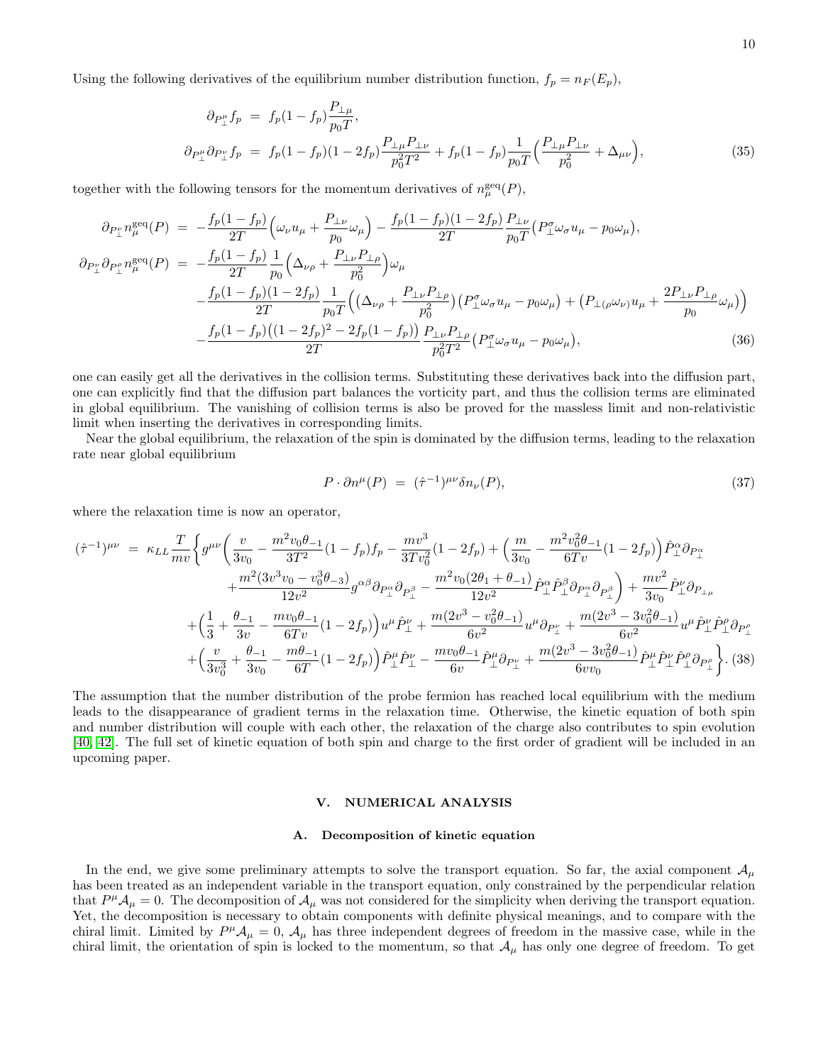Using the following derivatives of the equilibrium number distribution function, $f_p = n_F(E_p)$,

$$
\begin{aligned}
\partial_{P_\perp^\mu} f_p &= f_p(1-f_p)\frac{P_{\perp\mu}}{p_0 T}, \\
\partial_{P_\perp^\mu}\partial_{P_\perp^\nu} f_p &= f_p(1-f_p)(1-2f_p)\frac{P_{\perp\mu}P_{\perp\nu}}{p_0^2 T^2} + f_p(1-f_p)\frac{1}{p_0 T}\Big(\frac{P_{\perp\mu}P_{\perp\nu}}{p_0^2} + \Delta_{\mu\nu}\Big),
\end{aligned}
\tag{35}
$$

together with the following tensors for the momentum derivatives of $n_\mu^{\rm geq}(P)$,

$$
\begin{aligned}
\partial_{P_\perp^\nu} n_\mu^{\rm geq}(P) &= -\frac{f_p(1-f_p)}{2T}\Big(\omega_\nu u_\mu + \frac{P_{\perp\nu}}{p_0}\omega_\mu\Big) - \frac{f_p(1-f_p)(1-2f_p)}{2T}\frac{P_{\perp\nu}}{p_0 T}\big(P_\perp^\sigma \omega_\sigma u_\mu - p_0\omega_\mu\big), \\
\partial_{P_\perp^\nu}\partial_{P_\perp^\rho} n_\mu^{\rm geq}(P) &= -\frac{f_p(1-f_p)}{2T}\frac{1}{p_0}\Big(\Delta_{\nu\rho} + \frac{P_{\perp\nu}P_{\perp\rho}}{p_0^2}\Big)\omega_\mu \\
&\quad -\frac{f_p(1-f_p)(1-2f_p)}{2T}\frac{1}{p_0 T}\Big(\big(\Delta_{\nu\rho} + \frac{P_{\perp\nu}P_{\perp\rho}}{p_0^2}\big)\big(P_\perp^\sigma\omega_\sigma u_\mu - p_0\omega_\mu\big) + \big(P_{\perp(\rho}\omega_{\nu)}u_\mu + \frac{2P_{\perp\nu}P_{\perp\rho}}{p_0}\omega_\mu\big)\Big) \\
&\quad -\frac{f_p(1-f_p)\big((1-2f_p)^2 - 2f_p(1-f_p)\big)}{2T}\frac{P_{\perp\nu}P_{\perp\rho}}{p_0^2 T^2}\big(P_\perp^\sigma\omega_\sigma u_\mu - p_0\omega_\mu\big),
\end{aligned}
\tag{36}
$$

one can easily get all the derivatives in the collision terms. Substituting these derivatives back into the diffusion part, one can explicitly find that the diffusion part balances the vorticity part, and thus the collision terms are eliminated in global equilibrium. The vanishing of collision terms is also be proved for the massless limit and non-relativistic limit when inserting the derivatives in corresponding limits.

Near the global equilibrium, the relaxation of the spin is dominated by the diffusion terms, leading to the relaxation rate near global equilibrium

$$
P\cdot\partial n^\mu(P) = (\hat{\tau}^{-1})^{\mu\nu}\delta n_\nu(P), \tag{37}
$$

where the relaxation time is now an operator,

$$
\begin{aligned}
(\hat{\tau}^{-1})^{\mu\nu} = \kappa_{LL}\frac{T}{mv}\Big\{ & g^{\mu\nu}\Big(\frac{v}{3v_0} - \frac{m^2 v_0\theta_{-1}}{3T^2}(1-f_p)f_p - \frac{mv^3}{3Tv_0^2}(1-2f_p) + \Big(\frac{m}{3v_0} - \frac{m^2 v_0^2\theta_{-1}}{6Tv}(1-2f_p)\Big)\hat{P}_\perp^\alpha\partial_{P_\perp^\alpha} \\
&+\frac{m^2(3v^3 v_0 - v_0^3\theta_{-3})}{12v^2}g^{\alpha\beta}\partial_{P_\perp^\alpha}\partial_{P_\perp^\beta} - \frac{m^2 v_0(2\theta_1 + \theta_{-1})}{12v^2}\hat{P}_\perp^\alpha\hat{P}_\perp^\beta\partial_{P_\perp^\alpha}\partial_{P_\perp^\beta}\Big) + \frac{mv^2}{3v_0}\hat{P}_\perp^\nu\partial_{P_{\perp\mu}} \\
&+\Big(\frac{1}{3} + \frac{\theta_{-1}}{3v} - \frac{mv_0\theta_{-1}}{6Tv}(1-2f_p)\Big)u^\mu\hat{P}_\perp^\nu + \frac{m(2v^3 - v_0^2\theta_{-1})}{6v^2}u^\mu\partial_{P_\perp^\nu} + \frac{m(2v^3 - 3v_0^2\theta_{-1})}{6v^2}u^\mu\hat{P}_\perp^\nu\hat{P}_\perp^\rho\partial_{P_\perp^\rho} \\
&+\Big(\frac{v}{3v_0^3} + \frac{\theta_{-1}}{3v_0} - \frac{m\theta_{-1}}{6T}(1-2f_p)\Big)\hat{P}_\perp^\mu\hat{P}_\perp^\nu - \frac{mv_0\theta_{-1}}{6v}\hat{P}_\perp^\mu\partial_{P_\perp^\nu} + \frac{m(2v^3 - 3v_0^2\theta_{-1})}{6vv_0}\hat{P}_\perp^\mu\hat{P}_\perp^\nu\hat{P}_\perp^\rho\partial_{P_\perp^\rho}\Big\}.
\end{aligned}
\tag{38}
$$

The assumption that the number distribution of the probe fermion has reached local equilibrium with the medium leads to the disappearance of gradient terms in the relaxation time. Otherwise, the kinetic equation of both spin and number distribution will couple with each other, the relaxation of the charge also contributes to spin evolution [40, 42]. The full set of kinetic equation of both spin and charge to the first order of gradient will be included in an upcoming paper.

## V. NUMERICAL ANALYSIS

### A. Decomposition of kinetic equation

In the end, we give some preliminary attempts to solve the transport equation. So far, the axial component $\mathcal{A}_\mu$ has been treated as an independent variable in the transport equation, only constrained by the perpendicular relation that $P^\mu\mathcal{A}_\mu = 0$. The decomposition of $\mathcal{A}_\mu$ was not considered for the simplicity when deriving the transport equation. Yet, the decomposition is necessary to obtain components with definite physical meanings, and to compare with the chiral limit. Limited by $P^\mu\mathcal{A}_\mu = 0$, $\mathcal{A}_\mu$ has three independent degrees of freedom in the massive case, while in the chiral limit, the orientation of spin is locked to the momentum, so that $\mathcal{A}_\mu$ has only one degree of freedom. To get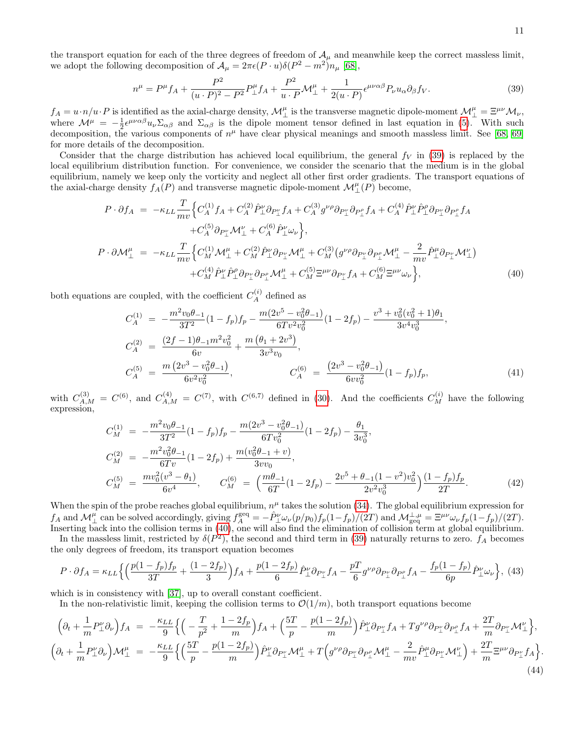the transport equation for each of the three degrees of freedom of $\mathcal{A}_\mu$ and meanwhile keep the correct massless limit, we adopt the following decomposition of $\mathcal{A}_\mu = 2\pi\epsilon(P\cdot u)\delta(P^2-m^2)n_\mu$ [68],

$$n^\mu = P^\mu f_A + \frac{P^2}{(u\cdot P)^2 - P^2}P_\perp^\mu f_A + \frac{P^2}{u\cdot P}\mathcal{M}_\perp^\mu + \frac{1}{2(u\cdot P)}\epsilon^{\mu\nu\alpha\beta}P_\nu u_\alpha \partial_\beta f_V. \tag{39}$$

$f_A = u\cdot n/u\cdot P$ is identified as the axial-charge density, $\mathcal{M}_\perp^\mu$ is the transverse magnetic dipole-moment $\mathcal{M}_\perp^\mu = \Xi^{\mu\nu}\mathcal{M}_\nu$, where $\mathcal{M}^\mu = -\frac{1}{2}\epsilon^{\mu\nu\alpha\beta}u_\nu\Sigma_{\alpha\beta}$ and $\Sigma_{\alpha\beta}$ is the dipole moment tensor defined in last equation in (5). With such decomposition, the various components of $n^\mu$ have clear physical meanings and smooth massless limit. See [68, 69] for more details of the decomposition.

Consider that the charge distribution has achieved local equilibrium, the general $f_V$ in (39) is replaced by the local equilibrium distribution function. For convenience, we consider the scenario that the medium is in the global equilibrium, namely we keep only the vorticity and neglect all other first order gradients. The transport equations of the axial-charge density $f_A(P)$ and transverse magnetic dipole-moment $\mathcal{M}_\perp^\mu(P)$ become,

$$\begin{aligned}
P\cdot\partial f_A &= -\kappa_{LL}\frac{T}{mv}\Big\{C_A^{(1)}f_A + C_A^{(2)}\hat{P}_\perp^\nu\partial_{P_\perp^\nu}f_A + C_A^{(3)}g^{\nu\rho}\partial_{P_\perp^\nu}\partial_{P_\perp^\rho}f_A + C_A^{(4)}\hat{P}_\perp^\nu\hat{P}_\perp^\rho\partial_{P_\perp^\nu}\partial_{P_\perp^\rho}f_A \\
&\qquad + C_A^{(5)}\partial_{P_\perp^\nu}\mathcal{M}_\perp^\nu + C_A^{(6)}\hat{P}_\perp^\nu\omega_\nu\Big\}, \\
P\cdot\partial\mathcal{M}_\perp^\mu &= -\kappa_{LL}\frac{T}{mv}\Big\{C_M^{(1)}\mathcal{M}_\perp^\mu + C_M^{(2)}\hat{P}_\perp^\nu\partial_{P_\perp^\nu}\mathcal{M}_\perp^\mu + C_M^{(3)}\big(g^{\nu\rho}\partial_{P_\perp^\nu}\partial_{P_\perp^\rho}\mathcal{M}_\perp^\mu - \frac{2}{mv}\hat{P}_\perp^\mu\partial_{P_\perp^\nu}\mathcal{M}_\perp^\nu\big) \\
&\qquad + C_M^{(4)}\hat{P}_\perp^\nu\hat{P}_\perp^\rho\partial_{P_\perp^\nu}\partial_{P_\perp^\rho}\mathcal{M}_\perp^\mu + C_M^{(5)}\Xi^{\mu\nu}\partial_{P_\perp^\nu}f_A + C_M^{(6)}\Xi^{\mu\nu}\omega_\nu\Big\},
\end{aligned} \tag{40}$$

both equations are coupled, with the coefficient $C_A^{(i)}$ defined as

$$\begin{aligned}
C_A^{(1)} &= -\frac{m^2 v_0\theta_{-1}}{3T^2}(1-f_p)f_p - \frac{m(2v^5 - v_0^2\theta_{-1})}{6Tv^2v_0^2}(1-2f_p) - \frac{v^3 + v_0^2(v_0^2+1)\theta_1}{3v^4v_0^3}, \\
C_A^{(2)} &= \frac{(2f-1)\theta_{-1}m^2v_0^2}{6v} + \frac{m\left(\theta_1 + 2v^3\right)}{3v^3v_0}, \\
C_A^{(5)} &= \frac{m\left(2v^3 - v_0^2\theta_{-1}\right)}{6v^2v_0^2}, \qquad\qquad C_A^{(6)} = \frac{\left(2v^3 - v_0^2\theta_{-1}\right)}{6vv_0^2}(1-f_p)f_p,
\end{aligned} \tag{41}$$

with $C_{A,M}^{(3)} = C^{(6)}$, and $C_{A,M}^{(4)} = C^{(7)}$, with $C^{(6,7)}$ defined in (30). And the coefficients $C_M^{(i)}$ have the following expression,

$$\begin{aligned}
C_M^{(1)} &= -\frac{m^2v_0\theta_{-1}}{3T^2}(1-f_p)f_p - \frac{m(2v^3 - v_0^2\theta_{-1})}{6Tv_0^2}(1-2f_p) - \frac{\theta_1}{3v_0^3}, \\
C_M^{(2)} &= -\frac{m^2v_0^2\theta_{-1}}{6Tv}(1-2f_p) + \frac{m(v_0^2\theta_{-1} + v)}{3vv_0}, \\
C_M^{(5)} &= \frac{mv_0^2(v^3 - \theta_1)}{6v^4}, \qquad C_M^{(6)} = \Big(\frac{m\theta_{-1}}{6T}(1-2f_p) - \frac{2v^5 + \theta_{-1}(1-v^2)v_0^2}{2v^2v_0^3}\Big)\frac{(1-f_p)f_p}{2T}.
\end{aligned} \tag{42}$$

When the spin of the probe reaches global equilibrium, $n^\mu$ takes the solution (34). The global equilibrium expression for $f_A$ and $\mathcal{M}_\perp^\mu$ can be solved accordingly, giving $f_A^{\rm geq} = -\hat{P}_\perp^\nu\omega_\nu(p/p_0)f_p(1-f_p)/(2T)$ and $\mathcal{M}_{\rm geq}^{\perp,\mu} = \Xi^{\mu\nu}\omega_\nu f_p(1-f_p)/(2T)$. Inserting back into the collision terms in (40), one will also find the elimination of collision term at global equilibrium.

In the massless limit, restricted by $\delta(P^2)$, the second and third term in (39) naturally returns to zero. $f_A$ becomes the only degrees of freedom, its transport equation becomes

$$P\cdot\partial f_A = \kappa_{LL}\Big\{\Big(\frac{p(1-f_p)f_p}{3T} + \frac{(1-2f_p)}{3}\Big)f_A + \frac{p(1-2f_p)}{6}\hat{P}_\perp^\nu\partial_{P_\perp^\nu}f_A - \frac{pT}{6}g^{\nu\rho}\partial_{P_\perp^\nu}\partial_{P_\perp^\rho}f_A - \frac{f_p(1-f_p)}{6p}\hat{P}_\perp^\nu\omega_\nu\Big\}, \tag{43}$$

which is in consistency with [37], up to overall constant coefficient.

In the non-relativistic limit, keeping the collision terms to $\mathcal{O}(1/m)$, both transport equations become

$$\begin{aligned}
\Big(\partial_t + \frac{1}{m}P_\perp^\nu\partial_\nu\Big)f_A &= -\frac{\kappa_{LL}}{9}\Big\{\Big(-\frac{T}{p^2} + \frac{1-2f_p}{m}\Big)f_A + \Big(\frac{5T}{p} - \frac{p(1-2f_p)}{m}\Big)\hat{P}_\perp^\nu\partial_{P_\perp^\nu}f_A + Tg^{\nu\rho}\partial_{P_\perp^\nu}\partial_{P_\perp^\rho}f_A + \frac{2T}{m}\partial_{P_\perp^\nu}\mathcal{M}_\perp^\nu\Big\}, \\
\Big(\partial_t + \frac{1}{m}P_\perp^\nu\partial_\nu\Big)\mathcal{M}_\perp^\mu &= -\frac{\kappa_{LL}}{9}\Big\{\Big(\frac{5T}{p} - \frac{p(1-2f_p)}{m}\Big)\hat{P}_\perp^\nu\partial_{P_\perp^\nu}\mathcal{M}_\perp^\mu + T\Big(g^{\nu\rho}\partial_{P_\perp^\nu}\partial_{P_\perp^\rho}\mathcal{M}_\perp^\mu - \frac{2}{mv}\hat{P}_\perp^\mu\partial_{P_\perp^\nu}\mathcal{M}_\perp^\nu\Big) + \frac{2T}{m}\Xi^{\mu\nu}\partial_{P_\perp^\nu}f_A\Big\}.
\end{aligned} \tag{44}$$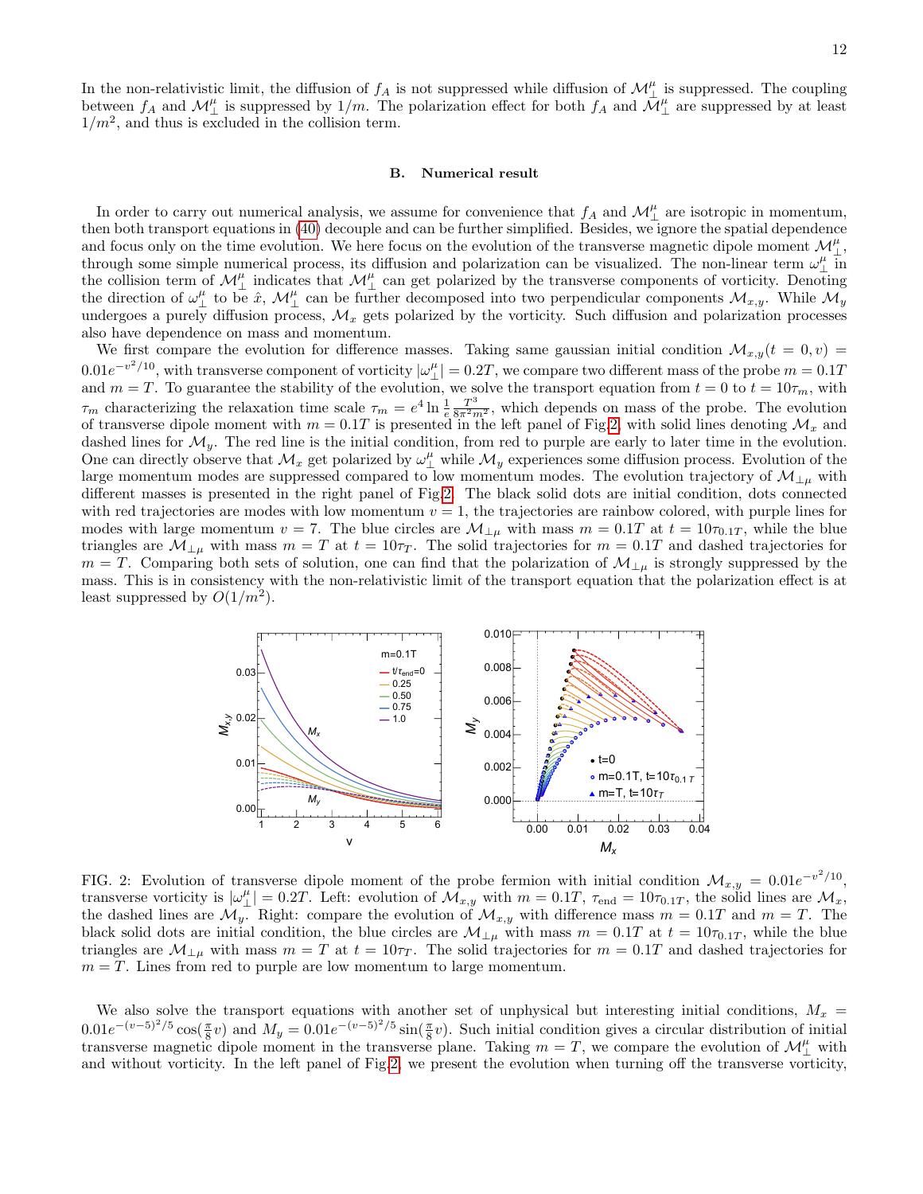In the non-relativistic limit, the diffusion of $f_A$ is not suppressed while diffusion of $\mathcal{M}^\mu_\perp$ is suppressed. The coupling between $f_A$ and $\mathcal{M}^\mu_\perp$ is suppressed by $1/m$. The polarization effect for both $f_A$ and $\mathcal{M}^\mu_\perp$ are suppressed by at least $1/m^2$, and thus is excluded in the collision term.

### B. Numerical result

In order to carry out numerical analysis, we assume for convenience that $f_A$ and $\mathcal{M}^\mu_\perp$ are isotropic in momentum, then both transport equations in (40) decouple and can be further simplified. Besides, we ignore the spatial dependence and focus only on the time evolution. We here focus on the evolution of the transverse magnetic dipole moment $\mathcal{M}^\mu_\perp$, through some simple numerical process, its diffusion and polarization can be visualized. The non-linear term $\omega^\mu_\perp$ in the collision term of $\mathcal{M}^\mu_\perp$ indicates that $\mathcal{M}^\mu_\perp$ can get polarized by the transverse components of vorticity. Denoting the direction of $\omega^\mu_\perp$ to be $\hat{x}$, $\mathcal{M}^\mu_\perp$ can be further decomposed into two perpendicular components $\mathcal{M}_{x,y}$. While $\mathcal{M}_y$ undergoes a purely diffusion process, $\mathcal{M}_x$ gets polarized by the vorticity. Such diffusion and polarization processes also have dependence on mass and momentum.

We first compare the evolution for difference masses. Taking same gaussian initial condition $\mathcal{M}_{x,y}(t=0,v) = 0.01e^{-v^2/10}$, with transverse component of vorticity $|\omega^\mu_\perp| = 0.2T$, we compare two different mass of the probe $m = 0.1T$ and $m = T$. To guarantee the stability of the evolution, we solve the transport equation from $t = 0$ to $t = 10\tau_m$, with $\tau_m$ characterizing the relaxation time scale $\tau_m = e^4 \ln \frac{1}{e} \frac{T^3}{8\pi^2 m^2}$, which depends on mass of the probe. The evolution of transverse dipole moment with $m = 0.1T$ is presented in the left panel of Fig.2, with solid lines denoting $\mathcal{M}_x$ and dashed lines for $\mathcal{M}_y$. The red line is the initial condition, from red to purple are early to later time in the evolution. One can directly observe that $\mathcal{M}_x$ get polarized by $\omega^\mu_\perp$ while $\mathcal{M}_y$ experiences some diffusion process. Evolution of the large momentum modes are suppressed compared to low momentum modes. The evolution trajectory of $\mathcal{M}_{\perp\mu}$ with different masses is presented in the right panel of Fig.2. The black solid dots are initial condition, dots connected with red trajectories are modes with low momentum $v = 1$, the trajectories are rainbow colored, with purple lines for modes with large momentum $v = 7$. The blue circles are $\mathcal{M}_{\perp\mu}$ with mass $m = 0.1T$ at $t = 10\tau_{0.1T}$, while the blue triangles are $\mathcal{M}_{\perp\mu}$ with mass $m = T$ at $t = 10\tau_T$. The solid trajectories for $m = 0.1T$ and dashed trajectories for $m = T$. Comparing both sets of solution, one can find that the polarization of $\mathcal{M}_{\perp\mu}$ is strongly suppressed by the mass. This is in consistency with the non-relativistic limit of the transport equation that the polarization effect is at least suppressed by $O(1/m^2)$.

FIG. 2: Evolution of transverse dipole moment of the probe fermion with initial condition $\mathcal{M}_{x,y} = 0.01e^{-v^2/10}$, transverse vorticity is $|\omega^\mu_\perp| = 0.2T$. Left: evolution of $\mathcal{M}_{x,y}$ with $m = 0.1T$, $\tau_{\text{end}} = 10\tau_{0.1T}$, the solid lines are $\mathcal{M}_x$, the dashed lines are $\mathcal{M}_y$. Right: compare the evolution of $\mathcal{M}_{x,y}$ with difference mass $m = 0.1T$ and $m = T$. The black solid dots are initial condition, the blue circles are $\mathcal{M}_{\perp\mu}$ with mass $m = 0.1T$ at $t = 10\tau_{0.1T}$, while the blue triangles are $\mathcal{M}_{\perp\mu}$ with mass $m = T$ at $t = 10\tau_T$. The solid trajectories for $m = 0.1T$ and dashed trajectories for $m = T$. Lines from red to purple are low momentum to large momentum.

We also solve the transport equations with another set of unphysical but interesting initial conditions, $M_x = 0.01e^{-(v-5)^2/5}\cos(\frac{\pi}{8}v)$ and $M_y = 0.01e^{-(v-5)^2/5}\sin(\frac{\pi}{8}v)$. Such initial condition gives a circular distribution of initial transverse magnetic dipole moment in the transverse plane. Taking $m = T$, we compare the evolution of $\mathcal{M}^\mu_\perp$ with and without vorticity. In the left panel of Fig.2, we present the evolution when turning off the transverse vorticity,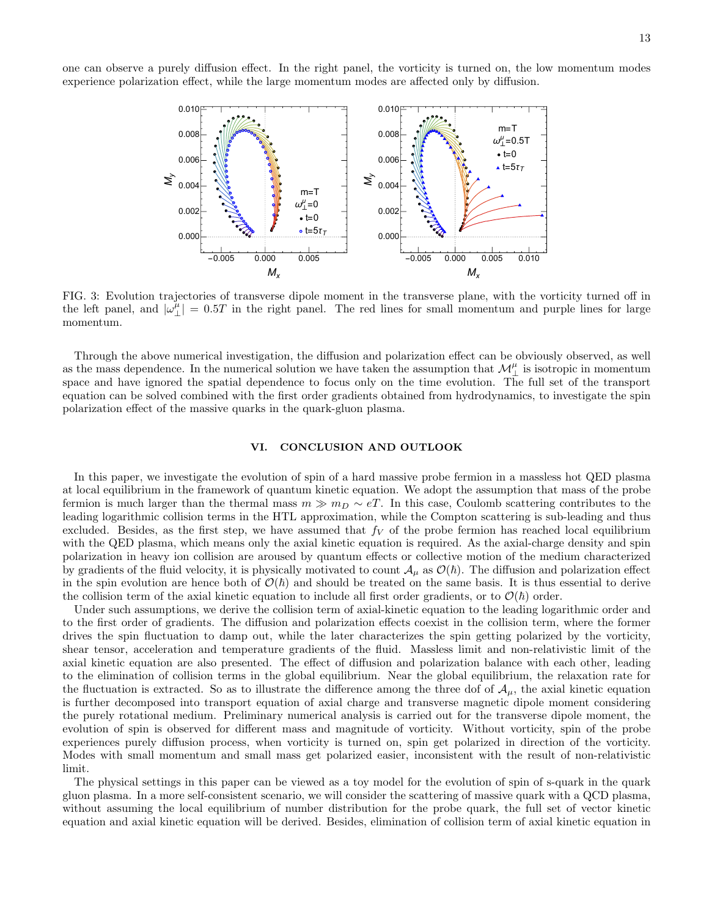one can observe a purely diffusion effect. In the right panel, the vorticity is turned on, the low momentum modes experience polarization effect, while the large momentum modes are affected only by diffusion.

FIG. 3: Evolution trajectories of transverse dipole moment in the transverse plane, with the vorticity turned off in the left panel, and $|\omega_\perp^\mu| = 0.5T$ in the right panel. The red lines for small momentum and purple lines for large momentum.

Through the above numerical investigation, the diffusion and polarization effect can be obviously observed, as well as the mass dependence. In the numerical solution we have taken the assumption that $\mathcal{M}_\perp^\mu$ is isotropic in momentum space and have ignored the spatial dependence to focus only on the time evolution. The full set of the transport equation can be solved combined with the first order gradients obtained from hydrodynamics, to investigate the spin polarization effect of the massive quarks in the quark-gluon plasma.

## VI. CONCLUSION AND OUTLOOK

In this paper, we investigate the evolution of spin of a hard massive probe fermion in a massless hot QED plasma at local equilibrium in the framework of quantum kinetic equation. We adopt the assumption that mass of the probe fermion is much larger than the thermal mass $m \gg m_D \sim eT$. In this case, Coulomb scattering contributes to the leading logarithmic collision terms in the HTL approximation, while the Compton scattering is sub-leading and thus excluded. Besides, as the first step, we have assumed that $f_V$ of the probe fermion has reached local equilibrium with the QED plasma, which means only the axial kinetic equation is required. As the axial-charge density and spin polarization in heavy ion collision are aroused by quantum effects or collective motion of the medium characterized by gradients of the fluid velocity, it is physically motivated to count $\mathcal{A}_\mu$ as $\mathcal{O}(\hbar)$. The diffusion and polarization effect in the spin evolution are hence both of $\mathcal{O}(\hbar)$ and should be treated on the same basis. It is thus essential to derive the collision term of the axial kinetic equation to include all first order gradients, or to $\mathcal{O}(\hbar)$ order.

Under such assumptions, we derive the collision term of axial-kinetic equation to the leading logarithmic order and to the first order of gradients. The diffusion and polarization effects coexist in the collision term, where the former drives the spin fluctuation to damp out, while the later characterizes the spin getting polarized by the vorticity, shear tensor, acceleration and temperature gradients of the fluid. Massless limit and non-relativistic limit of the axial kinetic equation are also presented. The effect of diffusion and polarization balance with each other, leading to the elimination of collision terms in the global equilibrium. Near the global equilibrium, the relaxation rate for the fluctuation is extracted. So as to illustrate the difference among the three dof of $\mathcal{A}_\mu$, the axial kinetic equation is further decomposed into transport equation of axial charge and transverse magnetic dipole moment considering the purely rotational medium. Preliminary numerical analysis is carried out for the transverse dipole moment, the evolution of spin is observed for different mass and magnitude of vorticity. Without vorticity, spin of the probe experiences purely diffusion process, when vorticity is turned on, spin get polarized in direction of the vorticity. Modes with small momentum and small mass get polarized easier, inconsistent with the result of non-relativistic limit.

The physical settings in this paper can be viewed as a toy model for the evolution of spin of s-quark in the quark gluon plasma. In a more self-consistent scenario, we will consider the scattering of massive quark with a QCD plasma, without assuming the local equilibrium of number distribution for the probe quark, the full set of vector kinetic equation and axial kinetic equation will be derived. Besides, elimination of collision term of axial kinetic equation in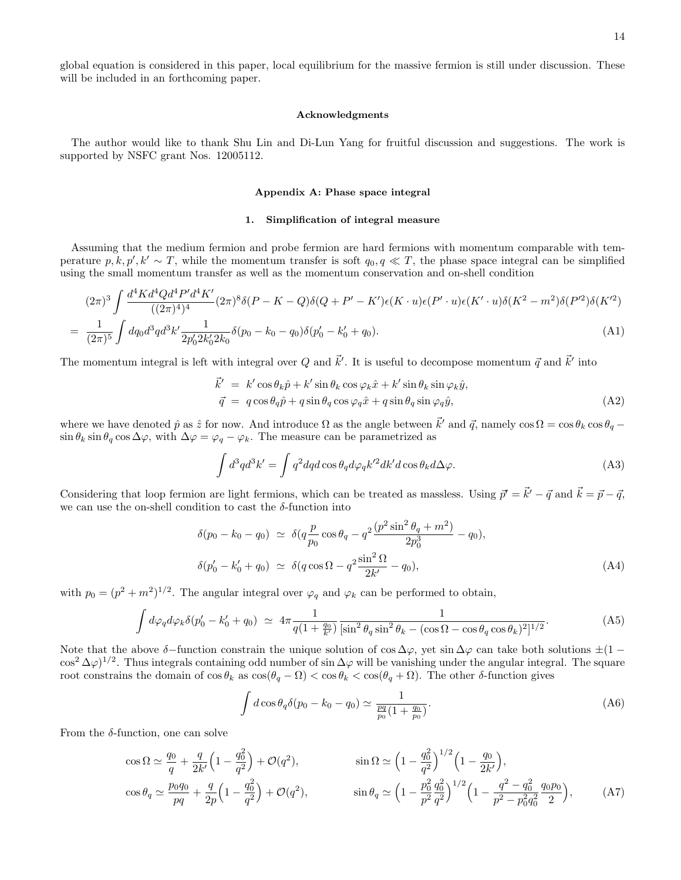global equation is considered in this paper, local equilibrium for the massive fermion is still under discussion. These will be included in an forthcoming paper.

#### Acknowledgments

The author would like to thank Shu Lin and Di-Lun Yang for fruitful discussion and suggestions. The work is supported by NSFC grant Nos. 12005112.

#### Appendix A: Phase space integral

##### 1. Simplification of integral measure

Assuming that the medium fermion and probe fermion are hard fermions with momentum comparable with temperature $p, k, p', k' \sim T$, while the momentum transfer is soft $q_0, q \ll T$, the phase space integral can be simplified using the small momentum transfer as well as the momentum conservation and on-shell condition

$$
\begin{aligned}
&(2\pi)^3 \int \frac{d^4K d^4Q d^4P' d^4K'}{((2\pi)^4)^4}(2\pi)^8 \delta(P-K-Q)\delta(Q+P'-K')\epsilon(K\cdot u)\epsilon(P'\cdot u)\epsilon(K'\cdot u)\delta(K^2-m^2)\delta(P'^2)\delta(K'^2) \\
&= \frac{1}{(2\pi)^5}\int dq_0 d^3q d^3k' \frac{1}{2p_0' 2k_0' 2k_0}\delta(p_0-k_0-q_0)\delta(p_0'-k_0'+q_0). \qquad \text{(A1)}
\end{aligned}
$$

The momentum integral is left with integral over $Q$ and $\vec{k}'$. It is useful to decompose momentum $\vec{q}$ and $\vec{k}'$ into

$$
\begin{aligned}
\vec{k}' &= k'\cos\theta_k \hat{p} + k'\sin\theta_k\cos\varphi_k \hat{x} + k'\sin\theta_k \sin\varphi_k \hat{y}, \\
\vec{q} &= q\cos\theta_q \hat{p} + q\sin\theta_q \cos\varphi_q \hat{x} + q\sin\theta_q\sin\varphi_q \hat{y}, \qquad \text{(A2)}
\end{aligned}
$$

where we have denoted $\hat{p}$ as $\hat{z}$ for now. And introduce $\Omega$ as the angle between $\vec{k}'$ and $\vec{q}$, namely $\cos\Omega = \cos\theta_k\cos\theta_q - \sin\theta_k\sin\theta_q\cos\Delta\varphi$, with $\Delta\varphi = \varphi_q - \varphi_k$. The measure can be parametrized as

$$
\int d^3q d^3k' = \int q^2 dq d\cos\theta_q d\varphi_q k'^2 dk' d\cos\theta_k d\Delta\varphi. \qquad \text{(A3)}
$$

Considering that loop fermion are light fermions, which can be treated as massless. Using $\vec{p}' = \vec{k}' - \vec{q}$ and $\vec{k} = \vec{p} - \vec{q}$, we can use the on-shell condition to cast the $\delta$-function into

$$
\begin{aligned}
\delta(p_0 - k_0 - q_0) &\simeq \delta\Big(q\frac{p}{p_0}\cos\theta_q - q^2\frac{(p^2\sin^2\theta_q + m^2)}{2p_0^3} - q_0\Big), \\
\delta(p_0' - k_0' + q_0) &\simeq \delta\Big(q\cos\Omega - q^2\frac{\sin^2\Omega}{2k'} - q_0\Big), \qquad \text{(A4)}
\end{aligned}
$$

with $p_0 = (p^2+m^2)^{1/2}$. The angular integral over $\varphi_q$ and $\varphi_k$ can be performed to obtain,

$$
\int d\varphi_q d\varphi_k \delta(p_0' - k_0' + q_0) \simeq 4\pi \frac{1}{q(1+\frac{q_0}{k'})}\frac{1}{[\sin^2\theta_q\sin^2\theta_k - (\cos\Omega - \cos\theta_q\cos\theta_k)^2]^{1/2}}. \qquad \text{(A5)}
$$

Note that the above $\delta-$function constrain the unique solution of $\cos\Delta\varphi$, yet $\sin\Delta\varphi$ can take both solutions $\pm(1-\cos^2\Delta\varphi)^{1/2}$. Thus integrals containing odd number of $\sin\Delta\varphi$ will be vanishing under the angular integral. The square root constrains the domain of $\cos\theta_k$ as $\cos(\theta_q - \Omega) < \cos\theta_k < \cos(\theta_q + \Omega)$. The other $\delta$-function gives

$$
\int d\cos\theta_q \delta(p_0 - k_0 - q_0) \simeq \frac{1}{\frac{pq}{p_0}(1+\frac{q_0}{p_0})}. \qquad \text{(A6)}
$$

From the $\delta$-function, one can solve

$$
\begin{aligned}
&\cos\Omega \simeq \frac{q_0}{q} + \frac{q}{2k'}\Big(1-\frac{q_0^2}{q^2}\Big) + \mathcal{O}(q^2), &&\sin\Omega \simeq \Big(1-\frac{q_0^2}{q^2}\Big)^{1/2}\Big(1-\frac{q_0}{2k'}\Big), \\
&\cos\theta_q \simeq \frac{p_0 q_0}{pq} + \frac{q}{2p}\Big(1-\frac{q_0^2}{q^2}\Big) + \mathcal{O}(q^2), &&\sin\theta_q \simeq \Big(1-\frac{p_0^2}{p^2}\frac{q_0^2}{q^2}\Big)^{1/2}\Big(1-\frac{q^2-q_0^2}{p^2-p_0^2 q_0^2}\frac{q_0 p_0}{2}\Big), \qquad \text{(A7)}
\end{aligned}
$$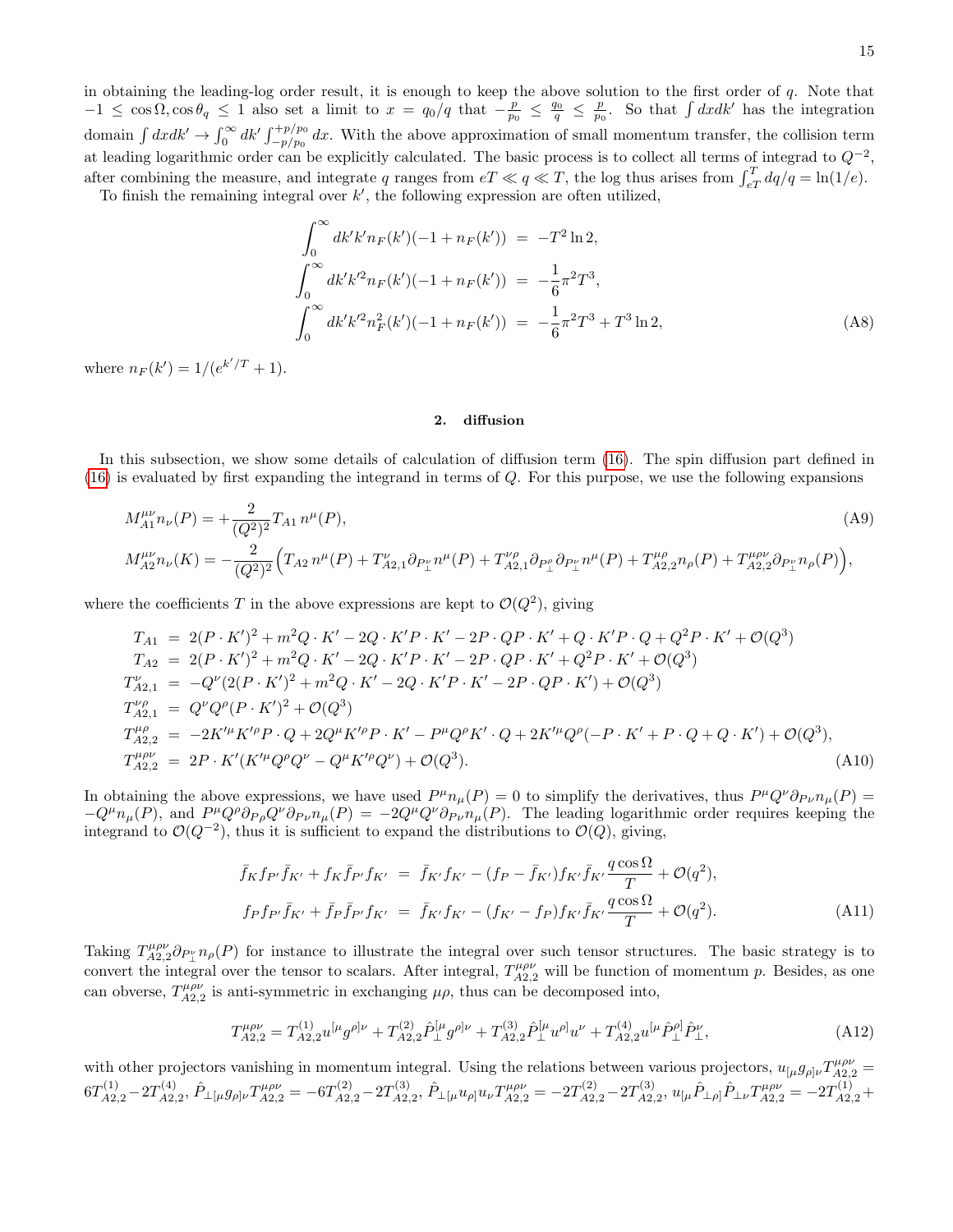in obtaining the leading-log order result, it is enough to keep the above solution to the first order of $q$. Note that $-1 \le \cos\Omega, \cos\theta_q \le 1$ also set a limit to $x = q_0/q$ that $-\frac{p}{p_0} \le \frac{q_0}{q} \le \frac{p}{p_0}$. So that $\int dx dk'$ has the integration domain $\int dx dk' \to \int_0^\infty dk' \int_{-p/p_0}^{+p/p_0} dx$. With the above approximation of small momentum transfer, the collision term at leading logarithmic order can be explicitly calculated. The basic process is to collect all terms of integrad to $Q^{-2}$, after combining the measure, and integrate $q$ ranges from $eT \ll q \ll T$, the log thus arises from $\int_{eT}^{T} dq/q = \ln(1/e)$.

To finish the remaining integral over $k'$, the following expression are often utilized,

$$
\begin{aligned}
\int_0^\infty dk' k' n_F(k')(-1 + n_F(k')) &= -T^2 \ln 2, \\
\int_0^\infty dk' k'^2 n_F(k')(-1 + n_F(k')) &= -\frac{1}{6}\pi^2 T^3, \\
\int_0^\infty dk' k'^2 n_F^2(k')(-1 + n_F(k')) &= -\frac{1}{6}\pi^2 T^3 + T^3 \ln 2,
\end{aligned}
\tag{A8}
$$

where $n_F(k') = 1/(e^{k'/T} + 1)$.

### 2. diffusion

In this subsection, we show some details of calculation of diffusion term (16). The spin diffusion part defined in (16) is evaluated by first expanding the integrand in terms of $Q$. For this purpose, we use the following expansions

$$
\begin{aligned}
M_{A1}^{\mu\nu} n_\nu(P) &= +\frac{2}{(Q^2)^2} T_{A1}\, n^\mu(P), \\
M_{A2}^{\mu\nu} n_\nu(K) &= -\frac{2}{(Q^2)^2}\Big( T_{A2}\, n^\mu(P) + T_{A2,1}^{\nu} \partial_{P_\perp^\nu} n^\mu(P) + T_{A2,1}^{\nu\rho} \partial_{P_\perp^\rho}\partial_{P_\perp^\nu} n^\mu(P) + T_{A2,2}^{\mu\rho} n_\rho(P) + T_{A2,2}^{\mu\rho\nu} \partial_{P_\perp^\nu} n_\rho(P)\Big),
\end{aligned}
\tag{A9}
$$

where the coefficients $T$ in the above expressions are kept to $\mathcal{O}(Q^2)$, giving

$$
\begin{aligned}
T_{A1} &= 2(P\cdot K')^2 + m^2 Q\cdot K' - 2Q\cdot K' P\cdot K' - 2P\cdot Q P\cdot K' + Q\cdot K' P\cdot Q + Q^2 P\cdot K' + \mathcal{O}(Q^3) \\
T_{A2} &= 2(P\cdot K')^2 + m^2 Q\cdot K' - 2Q\cdot K' P\cdot K' - 2P\cdot Q P\cdot K' + Q^2 P\cdot K' + \mathcal{O}(Q^3) \\
T_{A2,1}^{\nu} &= -Q^\nu (2(P\cdot K')^2 + m^2 Q\cdot K' - 2Q\cdot K' P\cdot K' - 2P\cdot Q P\cdot K') + \mathcal{O}(Q^3) \\
T_{A2,1}^{\nu\rho} &= Q^\nu Q^\rho (P\cdot K')^2 + \mathcal{O}(Q^3) \\
T_{A2,2}^{\mu\rho} &= -2K'^\mu K'^\rho P\cdot Q + 2Q^\mu K'^\rho P\cdot K' - P^\mu Q^\rho K'\cdot Q + 2K'^\mu Q^\rho(-P\cdot K' + P\cdot Q + Q\cdot K') + \mathcal{O}(Q^3), \\
T_{A2,2}^{\mu\rho\nu} &= 2P\cdot K'(K'^\mu Q^\rho Q^\nu - Q^\mu K'^\rho Q^\nu) + \mathcal{O}(Q^3).
\end{aligned}
\tag{A10}
$$

In obtaining the above expressions, we have used $P^\mu n_\mu(P) = 0$ to simplify the derivatives, thus $P^\mu Q^\nu \partial_{P\nu} n_\mu(P) = -Q^\mu n_\mu(P)$, and $P^\mu Q^\rho \partial_{P\rho} Q^\nu \partial_{P\nu} n_\mu(P) = -2Q^\mu Q^\nu \partial_{P\nu} n_\mu(P)$. The leading logarithmic order requires keeping the integrand to $\mathcal{O}(Q^{-2})$, thus it is sufficient to expand the distributions to $\mathcal{O}(Q)$, giving,

$$
\begin{aligned}
\bar f_K f_{P'} \bar f_{K'} + f_K \bar f_{P'} f_{K'} &= \bar f_{K'} f_{K'} - (f_P - \bar f_{K'}) f_{K'} \bar f_{K'} \frac{q\cos\Omega}{T} + \mathcal{O}(q^2), \\
f_P f_{P'} \bar f_{K'} + \bar f_P \bar f_{P'} f_{K'} &= \bar f_{K'} f_{K'} - (f_{K'} - f_P) f_{K'} \bar f_{K'} \frac{q\cos\Omega}{T} + \mathcal{O}(q^2).
\end{aligned}
\tag{A11}
$$

Taking $T_{A2,2}^{\mu\rho\nu} \partial_{P_\perp^\nu} n_\rho(P)$ for instance to illustrate the integral over such tensor structures. The basic strategy is to convert the integral over the tensor to scalars. After integral, $T_{A2,2}^{\mu\rho\nu}$ will be function of momentum $p$. Besides, as one can obverse, $T_{A2,2}^{\mu\rho\nu}$ is anti-symmetric in exchanging $\mu\rho$, thus can be decomposed into,

$$
T_{A2,2}^{\mu\rho\nu} = T_{A2,2}^{(1)} u^{[\mu} g^{\rho]\nu} + T_{A2,2}^{(2)} \hat P_\perp^{[\mu} g^{\rho]\nu} + T_{A2,2}^{(3)} \hat P_\perp^{[\mu} u^{\rho]} u^\nu + T_{A2,2}^{(4)} u^{[\mu} \hat P_\perp^{\rho]} \hat P_\perp^\nu,
\tag{A12}
$$

with other projectors vanishing in momentum integral. Using the relations between various projectors, $u_{[\mu} g_{\rho]\nu} T_{A2,2}^{\mu\rho\nu} = 6T_{A2,2}^{(1)} - 2T_{A2,2}^{(4)}$, $\hat P_{\perp[\mu} g_{\rho]\nu} T_{A2,2}^{\mu\rho\nu} = -6T_{A2,2}^{(2)} - 2T_{A2,2}^{(3)}$, $\hat P_{\perp[\mu} u_{\rho]} u_\nu T_{A2,2}^{\mu\rho\nu} = -2T_{A2,2}^{(2)} - 2T_{A2,2}^{(3)}$, $u_{[\mu} \hat P_{\perp\rho]} \hat P_{\perp\nu} T_{A2,2}^{\mu\rho\nu} = -2T_{A2,2}^{(1)} +$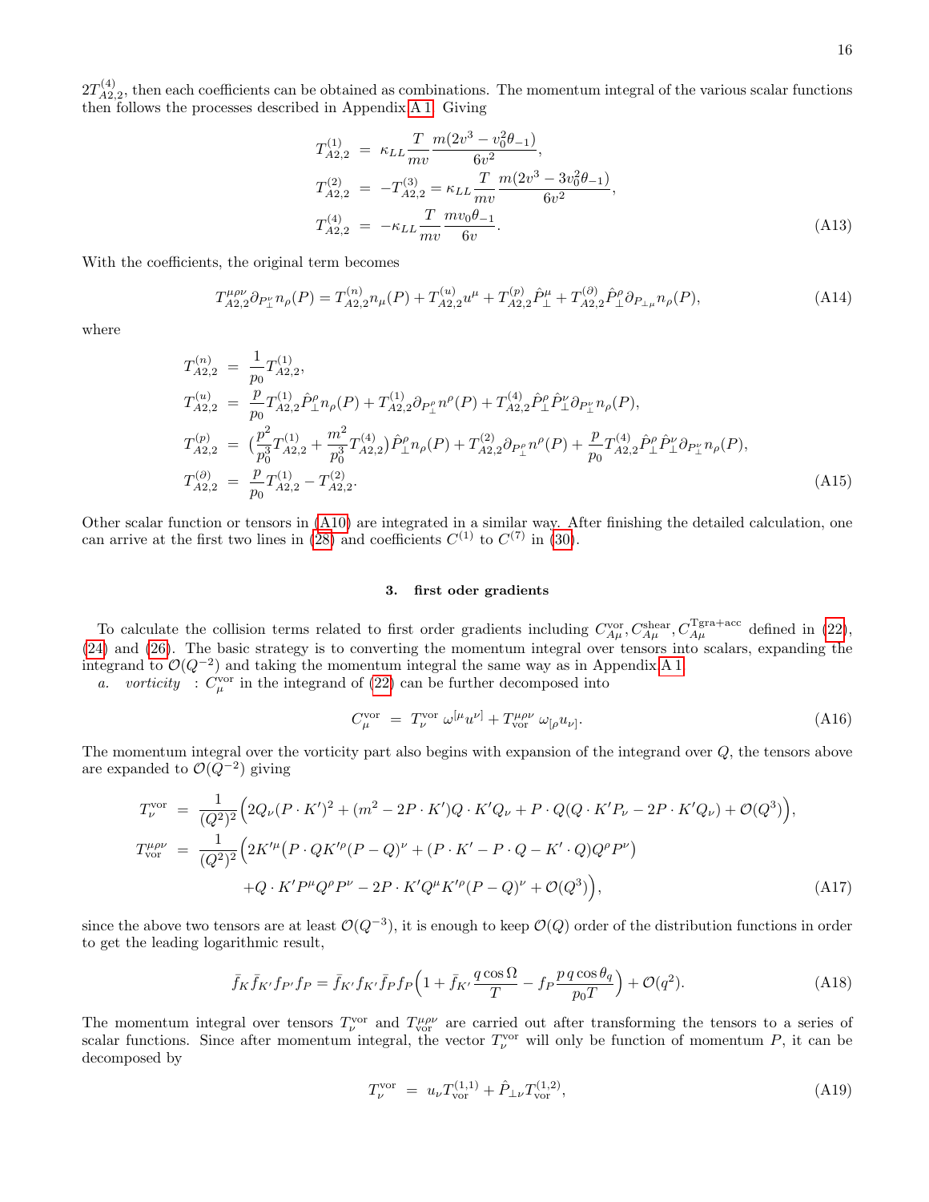$2T^{(4)}_{A2,2}$, then each coefficients can be obtained as combinations. The momentum integral of the various scalar functions then follows the processes described in Appendix A 1. Giving

$$
\begin{aligned}
T^{(1)}_{A2,2} &= \kappa_{LL}\frac{T}{mv}\frac{m(2v^3 - v_0^2\theta_{-1})}{6v^2},\\
T^{(2)}_{A2,2} &= -T^{(3)}_{A2,2} = \kappa_{LL}\frac{T}{mv}\frac{m(2v^3 - 3v_0^2\theta_{-1})}{6v^2},\\
T^{(4)}_{A2,2} &= -\kappa_{LL}\frac{T}{mv}\frac{mv_0\theta_{-1}}{6v}.
\end{aligned}
\tag{A13}
$$

With the coefficients, the original term becomes

$$
T^{\mu\rho\nu}_{A2,2}\partial_{P^\nu_\perp} n_\rho(P) = T^{(n)}_{A2,2} n_\mu(P) + T^{(u)}_{A2,2} u^\mu + T^{(p)}_{A2,2}\hat{P}^\mu_\perp + T^{(\partial)}_{A2,2}\hat{P}^\rho_\perp \partial_{P_{\perp\mu}} n_\rho(P),
\tag{A14}
$$

where

$$
\begin{aligned}
T^{(n)}_{A2,2} &= \frac{1}{p_0}T^{(1)}_{A2,2},\\
T^{(u)}_{A2,2} &= \frac{p}{p_0}T^{(1)}_{A2,2}\hat{P}^\rho_\perp n_\rho(P) + T^{(1)}_{A2,2}\partial_{P^\rho_\perp} n^\rho(P) + T^{(4)}_{A2,2}\hat{P}^\rho_\perp \hat{P}^\nu_\perp \partial_{P^\nu_\perp} n_\rho(P),\\
T^{(p)}_{A2,2} &= \big(\frac{p^2}{p_0^3}T^{(1)}_{A2,2} + \frac{m^2}{p_0^3}T^{(4)}_{A2,2}\big)\hat{P}^\rho_\perp n_\rho(P) + T^{(2)}_{A2,2}\partial_{P^\rho_\perp} n^\rho(P) + \frac{p}{p_0}T^{(4)}_{A2,2}\hat{P}^\rho_\perp \hat{P}^\nu_\perp \partial_{P^\nu_\perp} n_\rho(P),\\
T^{(\partial)}_{A2,2} &= \frac{p}{p_0}T^{(1)}_{A2,2} - T^{(2)}_{A2,2}.
\end{aligned}
\tag{A15}
$$

Other scalar function or tensors in (A10) are integrated in a similar way. After finishing the detailed calculation, one can arrive at the first two lines in (28) and coefficients $C^{(1)}$ to $C^{(7)}$ in (30).

### 3. first oder gradients

To calculate the collision terms related to first order gradients including $C^{\rm vor}_{A\mu}, C^{\rm shear}_{A\mu}, C^{\rm Tgra+acc}_{A\mu}$ defined in (22), (24) and (26). The basic strategy is to converting the momentum integral over tensors into scalars, expanding the integrand to $\mathcal{O}(Q^{-2})$ and taking the momentum integral the same way as in Appendix A 1.

*a. vorticity* : $C^{\rm vor}_\mu$ in the integrand of (22) can be further decomposed into

$$
C^{\rm vor}_\mu = T^{\rm vor}_\nu\, \omega^{[\mu}u^{\nu]} + T^{\mu\rho\nu}_{\rm vor}\, \omega_{[\rho}u_{\nu]}.
\tag{A16}
$$

The momentum integral over the vorticity part also begins with expansion of the integrand over $Q$, the tensors above are expanded to $\mathcal{O}(Q^{-2})$ giving

$$
\begin{aligned}
T^{\rm vor}_\nu &= \frac{1}{(Q^2)^2}\Big(2Q_\nu(P\cdot K')^2 + (m^2 - 2P\cdot K')Q\cdot K' Q_\nu + P\cdot Q(Q\cdot K' P_\nu - 2P\cdot K' Q_\nu) + \mathcal{O}(Q^3)\Big),\\
T^{\mu\rho\nu}_{\rm vor} &= \frac{1}{(Q^2)^2}\Big(2K'^\mu\big(P\cdot QK'^\rho(P-Q)^\nu + (P\cdot K' - P\cdot Q - K'\cdot Q)Q^\rho P^\nu\big)\\
&\quad + Q\cdot K' P^\mu Q^\rho P^\nu - 2P\cdot K' Q^\mu K'^\rho (P-Q)^\nu + \mathcal{O}(Q^3)\Big),
\end{aligned}
\tag{A17}
$$

since the above two tensors are at least $\mathcal{O}(Q^{-3})$, it is enough to keep $\mathcal{O}(Q)$ order of the distribution functions in order to get the leading logarithmic result,

$$
\bar{f}_K\bar{f}_{K'}f_{P'}f_P = \bar{f}_{K'}f_{K'}\bar{f}_P f_P\Big(1 + \bar{f}_{K'}\frac{q\cos\Omega}{T} - f_P\frac{p\,q\cos\theta_q}{p_0 T}\Big) + \mathcal{O}(q^2).
\tag{A18}
$$

The momentum integral over tensors $T^{\rm vor}_\nu$ and $T^{\mu\rho\nu}_{\rm vor}$ are carried out after transforming the tensors to a series of scalar functions. Since after momentum integral, the vector $T^{\rm vor}_\nu$ will only be function of momentum $P$, it can be decomposed by

$$
T^{\rm vor}_\nu = u_\nu T^{(1,1)}_{\rm vor} + \hat{P}_{\perp\nu}T^{(1,2)}_{\rm vor},
\tag{A19}
$$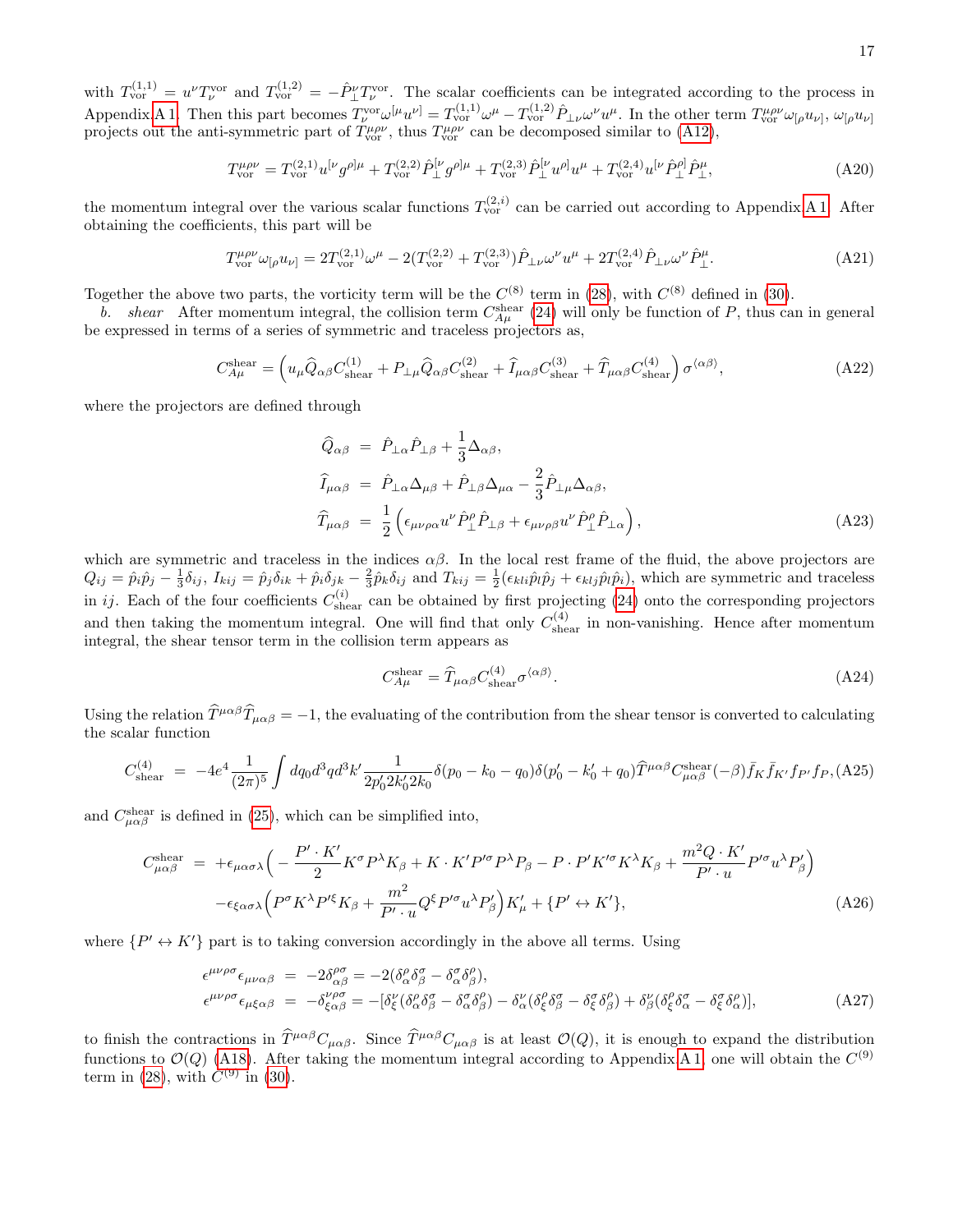with $T^{(1,1)}_{\rm vor} = u^\nu T^{\rm vor}_\nu$ and $T^{(1,2)}_{\rm vor} = -\hat{P}^\nu_\perp T^{\rm vor}_\nu$. The scalar coefficients can be integrated according to the process in Appendix A 1. Then this part becomes $T^{\rm vor}_\nu \omega^{[\mu} u^{\nu]} = T^{(1,1)}_{\rm vor}\omega^\mu - T^{(1,2)}_{\rm vor}\hat{P}_{\perp\nu}\omega^\nu u^\mu$. In the other term $T^{\mu\rho\nu}_{\rm vor}\omega_{[\rho}u_{\nu]}$, $\omega_{[\rho}u_{\nu]}$ projects out the anti-symmetric part of $T^{\mu\rho\nu}_{\rm vor}$, thus $T^{\mu\rho\nu}_{\rm vor}$ can be decomposed similar to (A12),

$$
T^{\mu\rho\nu}_{\rm vor} = T^{(2,1)}_{\rm vor} u^{[\nu} g^{\rho]\mu} + T^{(2,2)}_{\rm vor}\hat{P}^{[\nu}_\perp g^{\rho]\mu} + T^{(2,3)}_{\rm vor}\hat{P}^{[\nu}_\perp u^{\rho]} u^\mu + T^{(2,4)}_{\rm vor} u^{[\nu}\hat{P}^{\rho]}_\perp \hat{P}^\mu_\perp, \tag{A20}
$$

the momentum integral over the various scalar functions $T^{(2,i)}_{\rm vor}$ can be carried out according to Appendix A 1. After obtaining the coefficients, this part will be

$$
T^{\mu\rho\nu}_{\rm vor}\omega_{[\rho}u_{\nu]} = 2T^{(2,1)}_{\rm vor}\omega^\mu - 2(T^{(2,2)}_{\rm vor} + T^{(2,3)}_{\rm vor})\hat{P}_{\perp\nu}\omega^\nu u^\mu + 2T^{(2,4)}_{\rm vor}\hat{P}_{\perp\nu}\omega^\nu\hat{P}^\mu_\perp. \tag{A21}
$$

Together the above two parts, the vorticity term will be the $C^{(8)}$ term in (28), with $C^{(8)}$ defined in (30).

*b. shear* After momentum integral, the collision term $C^{\rm shear}_{A\mu}$ (24) will only be function of $P$, thus can in general be expressed in terms of a series of symmetric and traceless projectors as,

$$
C^{\rm shear}_{A\mu} = \left( u_\mu \widehat{Q}_{\alpha\beta} C^{(1)}_{\rm shear} + P_{\perp\mu}\widehat{Q}_{\alpha\beta} C^{(2)}_{\rm shear} + \widehat{I}_{\mu\alpha\beta} C^{(3)}_{\rm shear} + \widehat{T}_{\mu\alpha\beta} C^{(4)}_{\rm shear} \right)\sigma^{\langle\alpha\beta\rangle}, \tag{A22}
$$

where the projectors are defined through

$$
\begin{aligned}
\widehat{Q}_{\alpha\beta} &= \hat{P}_{\perp\alpha}\hat{P}_{\perp\beta} + \frac{1}{3}\Delta_{\alpha\beta}, \\
\widehat{I}_{\mu\alpha\beta} &= \hat{P}_{\perp\alpha}\Delta_{\mu\beta} + \hat{P}_{\perp\beta}\Delta_{\mu\alpha} - \frac{2}{3}\hat{P}_{\perp\mu}\Delta_{\alpha\beta}, \\
\widehat{T}_{\mu\alpha\beta} &= \frac{1}{2}\left( \epsilon_{\mu\nu\rho\alpha}u^\nu \hat{P}^\rho_\perp \hat{P}_{\perp\beta} + \epsilon_{\mu\nu\rho\beta}u^\nu \hat{P}^\rho_\perp \hat{P}_{\perp\alpha} \right),
\end{aligned} \tag{A23}
$$

which are symmetric and traceless in the indices $\alpha\beta$. In the local rest frame of the fluid, the above projectors are $Q_{ij} = \hat{p}_i\hat{p}_j - \frac{1}{3}\delta_{ij}$, $I_{kij} = \hat{p}_j\delta_{ik} + \hat{p}_i\delta_{jk} - \frac{2}{3}\hat{p}_k\delta_{ij}$ and $T_{kij} = \frac{1}{2}(\epsilon_{kli}\hat{p}_l\hat{p}_j + \epsilon_{klj}\hat{p}_l\hat{p}_i)$, which are symmetric and traceless in $ij$. Each of the four coefficients $C^{(i)}_{\rm shear}$ can be obtained by first projecting (24) onto the corresponding projectors and then taking the momentum integral. One will find that only $C^{(4)}_{\rm shear}$ in non-vanishing. Hence after momentum integral, the shear tensor term in the collision term appears as

$$
C^{\rm shear}_{A\mu} = \widehat{T}_{\mu\alpha\beta} C^{(4)}_{\rm shear}\sigma^{\langle\alpha\beta\rangle}. \tag{A24}
$$

Using the relation $\widehat{T}^{\mu\alpha\beta}\widehat{T}_{\mu\alpha\beta} = -1$, the evaluating of the contribution from the shear tensor is converted to calculating the scalar function

$$
C^{(4)}_{\rm shear} = -4e^4 \frac{1}{(2\pi)^5}\int dq_0 d^3q d^3k' \frac{1}{2p'_0 2k'_0 2k_0}\delta(p_0 - k_0 - q_0)\delta(p'_0 - k'_0 + q_0)\widehat{T}^{\mu\alpha\beta} C^{\rm shear}_{\mu\alpha\beta}(-\beta)\bar{f}_K \bar{f}_{K'} f_{P'} f_P, \tag{A25}
$$

and $C^{\rm shear}_{\mu\alpha\beta}$ is defined in (25), which can be simplified into,

$$
\begin{aligned}
C^{\rm shear}_{\mu\alpha\beta} = &+\epsilon_{\mu\alpha\sigma\lambda}\Big( -\frac{P'\cdot K'}{2}K^\sigma P^\lambda K_\beta + K\cdot K' P'^\sigma P^\lambda P_\beta - P\cdot P' K'^\sigma K^\lambda K_\beta + \frac{m^2 Q\cdot K'}{P'\cdot u}P'^\sigma u^\lambda P'_\beta \Big) \\
&-\epsilon_{\xi\alpha\sigma\lambda}\Big( P^\sigma K^\lambda P'^\xi K_\beta + \frac{m^2}{P'\cdot u}Q^\xi P'^\sigma u^\lambda P'_\beta \Big) K'_\mu + \{P' \leftrightarrow K'\},
\end{aligned} \tag{A26}
$$

where $\{P' \leftrightarrow K'\}$ part is to taking conversion accordingly in the above all terms. Using

$$
\begin{aligned}
\epsilon^{\mu\nu\rho\sigma}\epsilon_{\mu\nu\alpha\beta} &= -2\delta^{\rho\sigma}_{\alpha\beta} = -2(\delta^\rho_\alpha\delta^\sigma_\beta - \delta^\sigma_\alpha\delta^\rho_\beta), \\
\epsilon^{\mu\nu\rho\sigma}\epsilon_{\mu\xi\alpha\beta} &= -\delta^{\nu\rho\sigma}_{\xi\alpha\beta} = -[\delta^\nu_\xi(\delta^\rho_\alpha\delta^\sigma_\beta - \delta^\sigma_\alpha\delta^\rho_\beta) - \delta^\nu_\alpha(\delta^\rho_\xi\delta^\sigma_\beta - \delta^\sigma_\xi\delta^\rho_\beta) + \delta^\nu_\beta(\delta^\rho_\xi\delta^\sigma_\alpha - \delta^\sigma_\xi\delta^\rho_\alpha)],
\end{aligned} \tag{A27}
$$

to finish the contractions in $\widehat{T}^{\mu\alpha\beta}C_{\mu\alpha\beta}$. Since $\widehat{T}^{\mu\alpha\beta}C_{\mu\alpha\beta}$ is at least $\mathcal{O}(Q)$, it is enough to expand the distribution functions to $\mathcal{O}(Q)$ (A18). After taking the momentum integral according to Appendix A 1, one will obtain the $C^{(9)}$ term in (28), with $C^{(9)}$ in (30).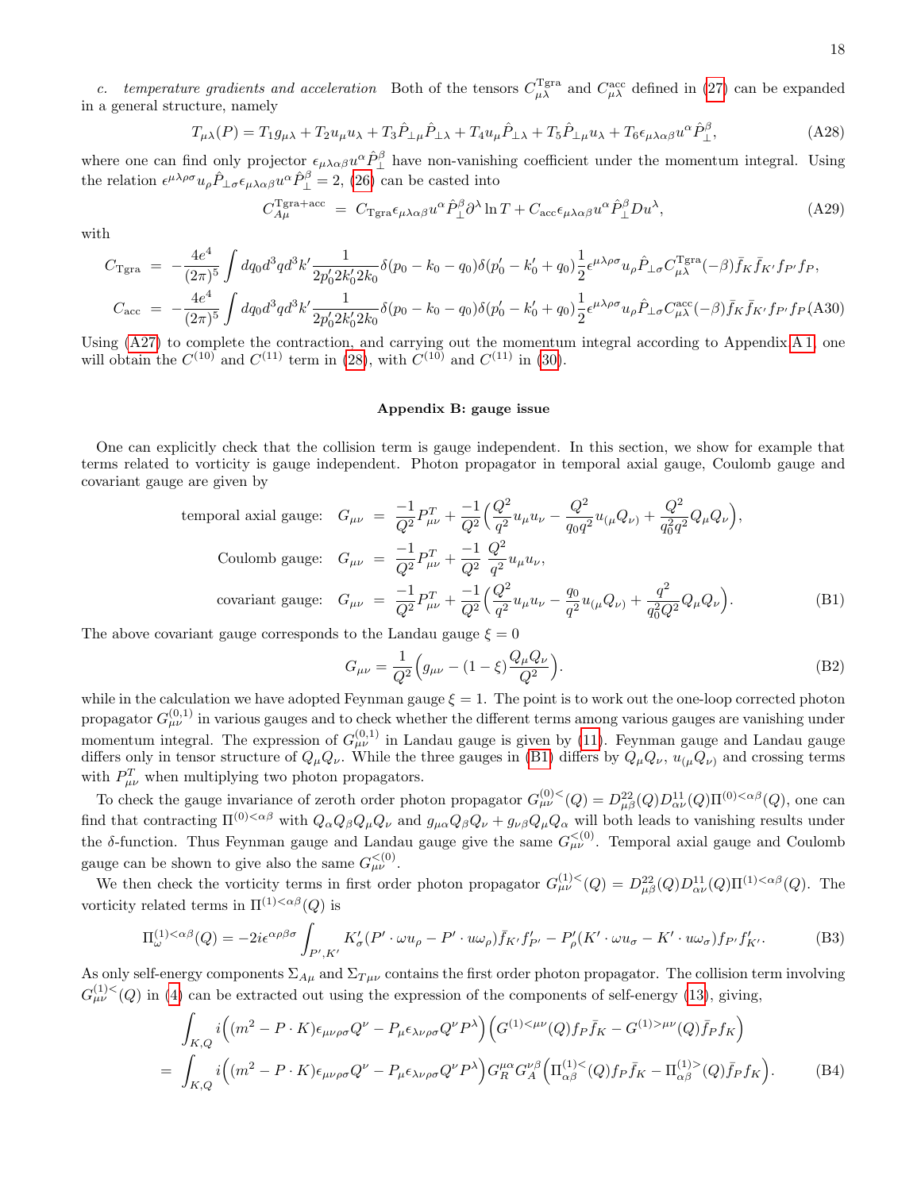*c. temperature gradients and acceleration* Both of the tensors $C^{\rm Tgra}_{\mu\lambda}$ and $C^{\rm acc}_{\mu\lambda}$ defined in (27) can be expanded in a general structure, namely

$$T_{\mu\lambda}(P) = T_1 g_{\mu\lambda} + T_2 u_\mu u_\lambda + T_3 \hat{P}_{\perp\mu}\hat{P}_{\perp\lambda} + T_4 u_\mu \hat{P}_{\perp\lambda} + T_5 \hat{P}_{\perp\mu} u_\lambda + T_6 \epsilon_{\mu\lambda\alpha\beta} u^\alpha \hat{P}^\beta_\perp, \tag{A28}$$

where one can find only projector $\epsilon_{\mu\lambda\alpha\beta}u^\alpha \hat{P}^\beta_\perp$ have non-vanishing coefficient under the momentum integral. Using the relation $\epsilon^{\mu\lambda\rho\sigma}u_\rho \hat{P}_{\perp\sigma}\epsilon_{\mu\lambda\alpha\beta}u^\alpha \hat{P}^\beta_\perp = 2$, (26) can be casted into

$$C^{\rm Tgra+acc}_{A\mu} = C_{\rm Tgra}\epsilon_{\mu\lambda\alpha\beta}u^\alpha \hat{P}^\beta_\perp \partial^\lambda \ln T + C_{\rm acc}\epsilon_{\mu\lambda\alpha\beta}u^\alpha \hat{P}^\beta_\perp D u^\lambda, \tag{A29}$$

with

$$\begin{aligned}
C_{\rm Tgra} &= -\frac{4e^4}{(2\pi)^5}\int dq_0 d^3q d^3k' \frac{1}{2p_0' 2k_0' 2k_0}\delta(p_0 - k_0 - q_0)\delta(p_0' - k_0' + q_0)\frac{1}{2}\epsilon^{\mu\lambda\rho\sigma}u_\rho \hat{P}_{\perp\sigma} C^{\rm Tgra}_{\mu\lambda}(-\beta)\bar{f}_K \bar{f}_{K'} f_{P'} f_P, \\
C_{\rm acc} &= -\frac{4e^4}{(2\pi)^5}\int dq_0 d^3q d^3k' \frac{1}{2p_0' 2k_0' 2k_0}\delta(p_0 - k_0 - q_0)\delta(p_0' - k_0' + q_0)\frac{1}{2}\epsilon^{\mu\lambda\rho\sigma}u_\rho \hat{P}_{\perp\sigma} C^{\rm acc}_{\mu\lambda}(-\beta)\bar{f}_K \bar{f}_{K'} f_{P'} f_P
\end{aligned} \tag{A30}$$

Using (A27) to complete the contraction, and carrying out the momentum integral according to Appendix A 1, one will obtain the $C^{(10)}$ and $C^{(11)}$ term in (28), with $C^{(10)}$ and $C^{(11)}$ in (30).

## Appendix B: gauge issue

One can explicitly check that the collision term is gauge independent. In this section, we show for example that terms related to vorticity is gauge independent. Photon propagator in temporal axial gauge, Coulomb gauge and covariant gauge are given by

$$\begin{aligned}
\text{temporal axial gauge:}\quad G_{\mu\nu} &= \frac{-1}{Q^2}P^T_{\mu\nu} + \frac{-1}{Q^2}\Big(\frac{Q^2}{q^2}u_\mu u_\nu - \frac{Q^2}{q_0 q^2}u_{(\mu}Q_{\nu)} + \frac{Q^2}{q_0^2 q^2}Q_\mu Q_\nu\Big), \\
\text{Coulomb gauge:}\quad G_{\mu\nu} &= \frac{-1}{Q^2}P^T_{\mu\nu} + \frac{-1}{Q^2}\,\frac{Q^2}{q^2}u_\mu u_\nu, \\
\text{covariant gauge:}\quad G_{\mu\nu} &= \frac{-1}{Q^2}P^T_{\mu\nu} + \frac{-1}{Q^2}\Big(\frac{Q^2}{q^2}u_\mu u_\nu - \frac{q_0}{q^2}u_{(\mu}Q_{\nu)} + \frac{q^2}{q_0^2 Q^2}Q_\mu Q_\nu\Big).
\end{aligned} \tag{B1}$$

The above covariant gauge corresponds to the Landau gauge $\xi = 0$

$$G_{\mu\nu} = \frac{1}{Q^2}\Big(g_{\mu\nu} - (1-\xi)\frac{Q_\mu Q_\nu}{Q^2}\Big). \tag{B2}$$

while in the calculation we have adopted Feynman gauge $\xi = 1$. The point is to work out the one-loop corrected photon propagator $G^{(0,1)}_{\mu\nu}$ in various gauges and to check whether the different terms among various gauges are vanishing under momentum integral. The expression of $G^{(0,1)}_{\mu\nu}$ in Landau gauge is given by (11). Feynman gauge and Landau gauge differs only in tensor structure of $Q_\mu Q_\nu$. While the three gauges in (B1) differs by $Q_\mu Q_\nu$, $u_{(\mu}Q_{\nu)}$ and crossing terms with $P^T_{\mu\nu}$ when multiplying two photon propagators.

To check the gauge invariance of zeroth order photon propagator $G^{(0)<}_{\mu\nu}(Q) = D^{22}_{\mu\beta}(Q)D^{11}_{\alpha\nu}(Q)\Pi^{(0)<\alpha\beta}(Q)$, one can find that contracting $\Pi^{(0)<\alpha\beta}$ with $Q_\alpha Q_\beta Q_\mu Q_\nu$ and $g_{\mu\alpha}Q_\beta Q_\nu + g_{\nu\beta}Q_\mu Q_\alpha$ will both leads to vanishing results under the $\delta$-function. Thus Feynman gauge and Landau gauge give the same $G^{<(0)}_{\mu\nu}$. Temporal axial gauge and Coulomb gauge can be shown to give also the same $G^{<(0)}_{\mu\nu}$.

We then check the vorticity terms in first order photon propagator $G^{(1)<}_{\mu\nu}(Q) = D^{22}_{\mu\beta}(Q)D^{11}_{\alpha\nu}(Q)\Pi^{(1)<\alpha\beta}(Q)$. The vorticity related terms in $\Pi^{(1)<\alpha\beta}(Q)$ is

$$\Pi^{(1)<\alpha\beta}_\omega(Q) = -2i\epsilon^{\alpha\rho\beta\sigma}\int_{P',K'} K'_\sigma(P'\cdot\omega u_\rho - P'\cdot u\omega_\rho)\bar{f}_{K'}f'_{P'} - P'_\rho(K'\cdot\omega u_\sigma - K'\cdot u\omega_\sigma)f_{P'}f'_{K'}. \tag{B3}$$

As only self-energy components $\Sigma_{A\mu}$ and $\Sigma_{T\mu\nu}$ contains the first order photon propagator. The collision term involving $G^{(1)<}_{\mu\nu}(Q)$ in (4) can be extracted out using the expression of the components of self-energy (13), giving,

$$\begin{aligned}
&\int_{K,Q} i\Big((m^2 - P\cdot K)\epsilon_{\mu\nu\rho\sigma}Q^\nu - P_\mu\epsilon_{\lambda\nu\rho\sigma}Q^\nu P^\lambda\Big)\Big(G^{(1)<\mu\nu}(Q)f_P\bar{f}_K - G^{(1)>\mu\nu}(Q)\bar{f}_P f_K\Big) \\
=& \int_{K,Q} i\Big((m^2 - P\cdot K)\epsilon_{\mu\nu\rho\sigma}Q^\nu - P_\mu\epsilon_{\lambda\nu\rho\sigma}Q^\nu P^\lambda\Big)G^{\mu\alpha}_R G^{\nu\beta}_A\Big(\Pi^{(1)<}_{\alpha\beta}(Q)f_P\bar{f}_K - \Pi^{(1)>}_{\alpha\beta}(Q)\bar{f}_P f_K\Big).
\end{aligned} \tag{B4}$$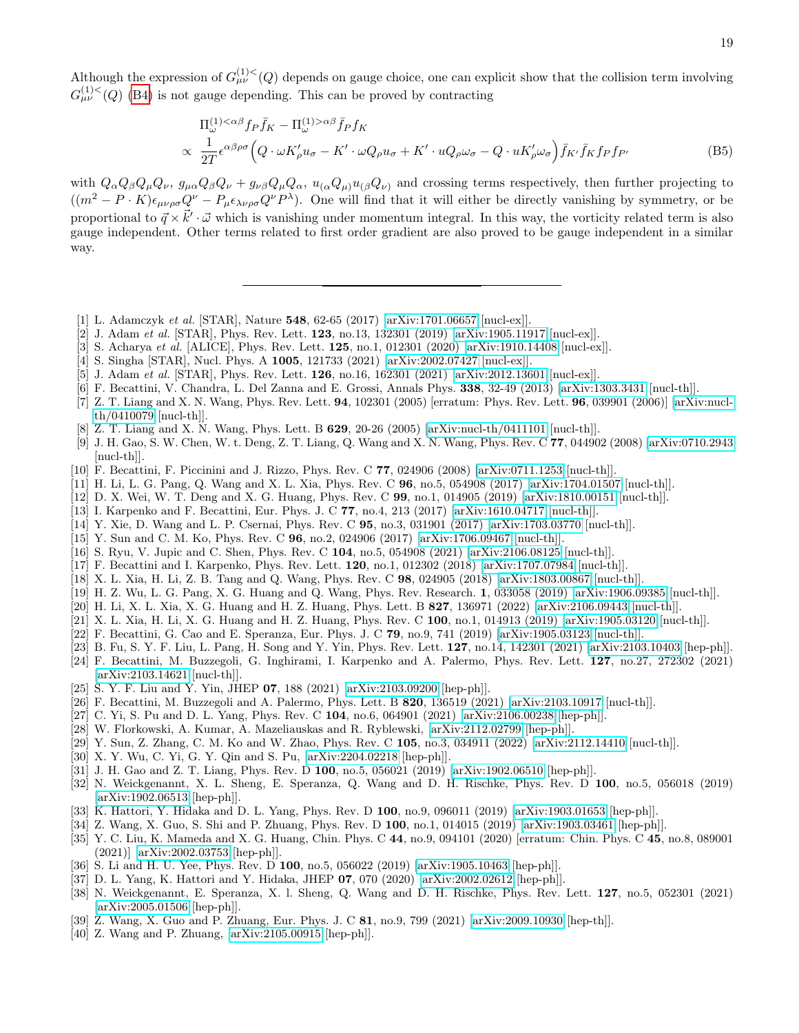Although the expression of $G^{(1)<}_{\mu\nu}(Q)$ depends on gauge choice, one can explicit show that the collision term involving $G^{(1)<}_{\mu\nu}(Q)$ (B4) is not gauge depending. This can be proved by contracting

$$
\begin{aligned}
& \Pi^{(1)<\alpha\beta}_{\omega} f_P \bar{f}_K - \Pi^{(1)>\alpha\beta}_{\omega} \bar{f}_P f_K \\
\propto \; & \frac{1}{2T}\epsilon^{\alpha\beta\rho\sigma}\Big(Q\cdot\omega K'_\rho u_\sigma - K'\cdot\omega Q_\rho u_\sigma + K'\cdot u Q_\rho \omega_\sigma - Q\cdot u K'_\rho \omega_\sigma\Big)\bar{f}_{K'}\bar{f}_K f_P f_{P'}
\end{aligned} \tag{B5}
$$

with $Q_\alpha Q_\beta Q_\mu Q_\nu$, $g_{\mu\alpha} Q_\beta Q_\nu + g_{\nu\beta} Q_\mu Q_\alpha$, $u_{(\alpha} Q_{\mu)} u_{(\beta} Q_{\nu)}$ and crossing terms respectively, then further projecting to $((m^2 - P\cdot K)\epsilon_{\mu\nu\rho\sigma} Q^\nu - P_\mu \epsilon_{\lambda\nu\rho\sigma} Q^\nu P^\lambda)$. One will find that it will either be directly vanishing by symmetry, or be proportional to $\vec{q}\times\vec{k}'\cdot\vec{\omega}$ which is vanishing under momentum integral. In this way, the vorticity related term is also gauge independent. Other terms related to first order gradient are also proved to be gauge independent in a similar way.

---

[1] L. Adamczyk *et al.* [STAR], Nature **548**, 62-65 (2017) [arXiv:1701.06657 [nucl-ex]].
[2] J. Adam *et al.* [STAR], Phys. Rev. Lett. **123**, no.13, 132301 (2019) [arXiv:1905.11917 [nucl-ex]].
[3] S. Acharya *et al.* [ALICE], Phys. Rev. Lett. **125**, no.1, 012301 (2020) [arXiv:1910.14408 [nucl-ex]].
[4] S. Singha [STAR], Nucl. Phys. A **1005**, 121733 (2021) [arXiv:2002.07427 [nucl-ex]].
[5] J. Adam *et al.* [STAR], Phys. Rev. Lett. **126**, no.16, 162301 (2021) [arXiv:2012.13601 [nucl-ex]].
[6] F. Becattini, V. Chandra, L. Del Zanna and E. Grossi, Annals Phys. **338**, 32-49 (2013) [arXiv:1303.3431 [nucl-th]].
[7] Z. T. Liang and X. N. Wang, Phys. Rev. Lett. **94**, 102301 (2005) [erratum: Phys. Rev. Lett. **96**, 039901 (2006)] [arXiv:nucl-th/0410079 [nucl-th]].
[8] Z. T. Liang and X. N. Wang, Phys. Lett. B **629**, 20-26 (2005) [arXiv:nucl-th/0411101 [nucl-th]].
[9] J. H. Gao, S. W. Chen, W. t. Deng, Z. T. Liang, Q. Wang and X. N. Wang, Phys. Rev. C **77**, 044902 (2008) [arXiv:0710.2943 [nucl-th]].
[10] F. Becattini, F. Piccinini and J. Rizzo, Phys. Rev. C **77**, 024906 (2008) [arXiv:0711.1253 [nucl-th]].
[11] H. Li, L. G. Pang, Q. Wang and X. L. Xia, Phys. Rev. C **96**, no.5, 054908 (2017) [arXiv:1704.01507 [nucl-th]].
[12] D. X. Wei, W. T. Deng and X. G. Huang, Phys. Rev. C **99**, no.1, 014905 (2019) [arXiv:1810.00151 [nucl-th]].
[13] I. Karpenko and F. Becattini, Eur. Phys. J. C **77**, no.4, 213 (2017) [arXiv:1610.04717 [nucl-th]].
[14] Y. Xie, D. Wang and L. P. Csernai, Phys. Rev. C **95**, no.3, 031901 (2017) [arXiv:1703.03770 [nucl-th]].
[15] Y. Sun and C. M. Ko, Phys. Rev. C **96**, no.2, 024906 (2017) [arXiv:1706.09467 [nucl-th]].
[16] S. Ryu, V. Jupic and C. Shen, Phys. Rev. C **104**, no.5, 054908 (2021) [arXiv:2106.08125 [nucl-th]].
[17] F. Becattini and I. Karpenko, Phys. Rev. Lett. **120**, no.1, 012302 (2018) [arXiv:1707.07984 [nucl-th]].
[18] X. L. Xia, H. Li, Z. B. Tang and Q. Wang, Phys. Rev. C **98**, 024905 (2018) [arXiv:1803.00867 [nucl-th]].
[19] H. Z. Wu, L. G. Pang, X. G. Huang and Q. Wang, Phys. Rev. Research. **1**, 033058 (2019) [arXiv:1906.09385 [nucl-th]].
[20] H. Li, X. L. Xia, X. G. Huang and H. Z. Huang, Phys. Lett. B **827**, 136971 (2022) [arXiv:2106.09443 [nucl-th]].
[21] X. L. Xia, H. Li, X. G. Huang and H. Z. Huang, Phys. Rev. C **100**, no.1, 014913 (2019) [arXiv:1905.03120 [nucl-th]].
[22] F. Becattini, G. Cao and E. Speranza, Eur. Phys. J. C **79**, no.9, 741 (2019) [arXiv:1905.03123 [nucl-th]].
[23] B. Fu, S. Y. F. Liu, L. Pang, H. Song and Y. Yin, Phys. Rev. Lett. **127**, no.14, 142301 (2021) [arXiv:2103.10403 [hep-ph]].
[24] F. Becattini, M. Buzzegoli, G. Inghirami, I. Karpenko and A. Palermo, Phys. Rev. Lett. **127**, no.27, 272302 (2021) [arXiv:2103.14621 [nucl-th]].
[25] S. Y. F. Liu and Y. Yin, JHEP **07**, 188 (2021) [arXiv:2103.09200 [hep-ph]].
[26] F. Becattini, M. Buzzegoli and A. Palermo, Phys. Lett. B **820**, 136519 (2021) [arXiv:2103.10917 [nucl-th]].
[27] C. Yi, S. Pu and D. L. Yang, Phys. Rev. C **104**, no.6, 064901 (2021) [arXiv:2106.00238 [hep-ph]].
[28] W. Florkowski, A. Kumar, A. Mazeliauskas and R. Ryblewski, [arXiv:2112.02799 [hep-ph]].
[29] Y. Sun, Z. Zhang, C. M. Ko and W. Zhao, Phys. Rev. C **105**, no.3, 034911 (2022) [arXiv:2112.14410 [nucl-th]].
[30] X. Y. Wu, C. Yi, G. Y. Qin and S. Pu, [arXiv:2204.02218 [hep-ph]].
[31] J. H. Gao and Z. T. Liang, Phys. Rev. D **100**, no.5, 056021 (2019) [arXiv:1902.06510 [hep-ph]].
[32] N. Weickgenannt, X. L. Sheng, E. Speranza, Q. Wang and D. H. Rischke, Phys. Rev. D **100**, no.5, 056018 (2019) [arXiv:1902.06513 [hep-ph]].
[33] K. Hattori, Y. Hidaka and D. L. Yang, Phys. Rev. D **100**, no.9, 096011 (2019) [arXiv:1903.01653 [hep-ph]].
[34] Z. Wang, X. Guo, S. Shi and P. Zhuang, Phys. Rev. D **100**, no.1, 014015 (2019) [arXiv:1903.03461 [hep-ph]].
[35] Y. C. Liu, K. Mameda and X. G. Huang, Chin. Phys. C **44**, no.9, 094101 (2020) [erratum: Chin. Phys. C **45**, no.8, 089001 (2021)] [arXiv:2002.03753 [hep-ph]].
[36] S. Li and H. U. Yee, Phys. Rev. D **100**, no.5, 056022 (2019) [arXiv:1905.10463 [hep-ph]].
[37] D. L. Yang, K. Hattori and Y. Hidaka, JHEP **07**, 070 (2020) [arXiv:2002.02612 [hep-ph]].
[38] N. Weickgenannt, E. Speranza, X. l. Sheng, Q. Wang and D. H. Rischke, Phys. Rev. Lett. **127**, no.5, 052301 (2021) [arXiv:2005.01506 [hep-ph]].
[39] Z. Wang, X. Guo and P. Zhuang, Eur. Phys. J. C **81**, no.9, 799 (2021) [arXiv:2009.10930 [hep-th]].
[40] Z. Wang and P. Zhuang, [arXiv:2105.00915 [hep-ph]].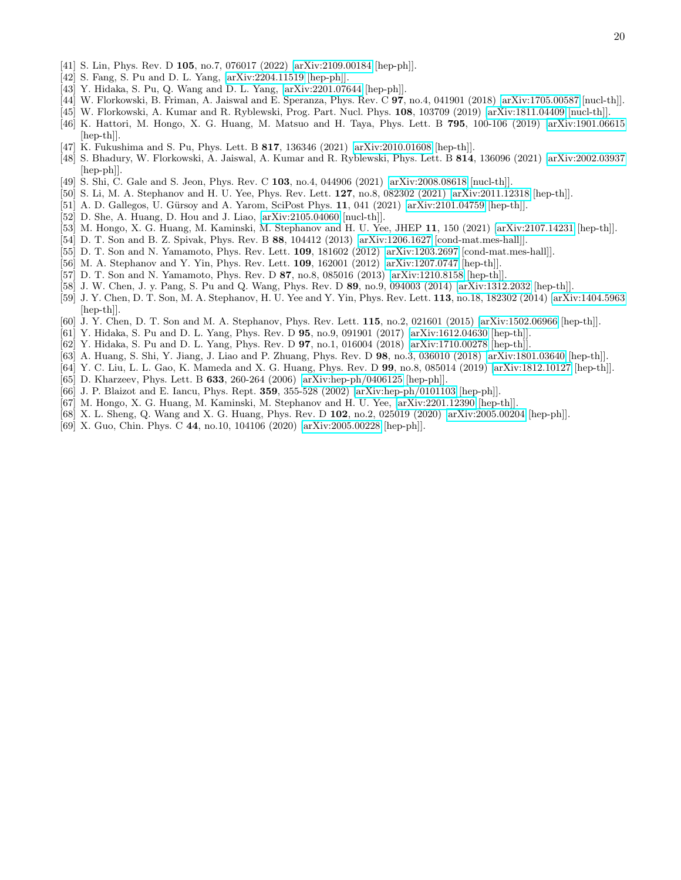[41] S. Lin, Phys. Rev. D **105**, no.7, 076017 (2022) [arXiv:2109.00184 [hep-ph]].

[42] S. Fang, S. Pu and D. L. Yang, [arXiv:2204.11519 [hep-ph]].

[43] Y. Hidaka, S. Pu, Q. Wang and D. L. Yang, [arXiv:2201.07644 [hep-ph]].

[44] W. Florkowski, B. Friman, A. Jaiswal and E. Speranza, Phys. Rev. C **97**, no.4, 041901 (2018) [arXiv:1705.00587 [nucl-th]].

[45] W. Florkowski, A. Kumar and R. Ryblewski, Prog. Part. Nucl. Phys. **108**, 103709 (2019) [arXiv:1811.04409 [nucl-th]].

[46] K. Hattori, M. Hongo, X. G. Huang, M. Matsuo and H. Taya, Phys. Lett. B **795**, 100-106 (2019) [arXiv:1901.06615 [hep-th]].

[47] K. Fukushima and S. Pu, Phys. Lett. B **817**, 136346 (2021) [arXiv:2010.01608 [hep-th]].

[48] S. Bhadury, W. Florkowski, A. Jaiswal, A. Kumar and R. Ryblewski, Phys. Lett. B **814**, 136096 (2021) [arXiv:2002.03937 [hep-ph]].

[49] S. Shi, C. Gale and S. Jeon, Phys. Rev. C **103**, no.4, 044906 (2021) [arXiv:2008.08618 [nucl-th]].

[50] S. Li, M. A. Stephanov and H. U. Yee, Phys. Rev. Lett. **127**, no.8, 082302 (2021) [arXiv:2011.12318 [hep-th]].

[51] A. D. Gallegos, U. Gürsoy and A. Yarom, SciPost Phys. **11**, 041 (2021) [arXiv:2101.04759 [hep-th]].

[52] D. She, A. Huang, D. Hou and J. Liao, [arXiv:2105.04060 [nucl-th]].

[53] M. Hongo, X. G. Huang, M. Kaminski, M. Stephanov and H. U. Yee, JHEP **11**, 150 (2021) [arXiv:2107.14231 [hep-th]].

[54] D. T. Son and B. Z. Spivak, Phys. Rev. B **88**, 104412 (2013) [arXiv:1206.1627 [cond-mat.mes-hall]].

[55] D. T. Son and N. Yamamoto, Phys. Rev. Lett. **109**, 181602 (2012) [arXiv:1203.2697 [cond-mat.mes-hall]].

[56] M. A. Stephanov and Y. Yin, Phys. Rev. Lett. **109**, 162001 (2012) [arXiv:1207.0747 [hep-th]].

[57] D. T. Son and N. Yamamoto, Phys. Rev. D **87**, no.8, 085016 (2013) [arXiv:1210.8158 [hep-th]].

[58] J. W. Chen, J. y. Pang, S. Pu and Q. Wang, Phys. Rev. D **89**, no.9, 094003 (2014) [arXiv:1312.2032 [hep-th]].

[59] J. Y. Chen, D. T. Son, M. A. Stephanov, H. U. Yee and Y. Yin, Phys. Rev. Lett. **113**, no.18, 182302 (2014) [arXiv:1404.5963 [hep-th]].

[60] J. Y. Chen, D. T. Son and M. A. Stephanov, Phys. Rev. Lett. **115**, no.2, 021601 (2015) [arXiv:1502.06966 [hep-th]].

[61] Y. Hidaka, S. Pu and D. L. Yang, Phys. Rev. D **95**, no.9, 091901 (2017) [arXiv:1612.04630 [hep-th]].

[62] Y. Hidaka, S. Pu and D. L. Yang, Phys. Rev. D **97**, no.1, 016004 (2018) [arXiv:1710.00278 [hep-th]].

[63] A. Huang, S. Shi, Y. Jiang, J. Liao and P. Zhuang, Phys. Rev. D **98**, no.3, 036010 (2018) [arXiv:1801.03640 [hep-th]].

[64] Y. C. Liu, L. L. Gao, K. Mameda and X. G. Huang, Phys. Rev. D **99**, no.8, 085014 (2019) [arXiv:1812.10127 [hep-th]].

[65] D. Kharzeev, Phys. Lett. B **633**, 260-264 (2006) [arXiv:hep-ph/0406125 [hep-ph]].

[66] J. P. Blaizot and E. Iancu, Phys. Rept. **359**, 355-528 (2002) [arXiv:hep-ph/0101103 [hep-ph]].

[67] M. Hongo, X. G. Huang, M. Kaminski, M. Stephanov and H. U. Yee, [arXiv:2201.12390 [hep-th]].

[68] X. L. Sheng, Q. Wang and X. G. Huang, Phys. Rev. D **102**, no.2, 025019 (2020) [arXiv:2005.00204 [hep-ph]].

[69] X. Guo, Chin. Phys. C **44**, no.10, 104106 (2020) [arXiv:2005.00228 [hep-ph]].